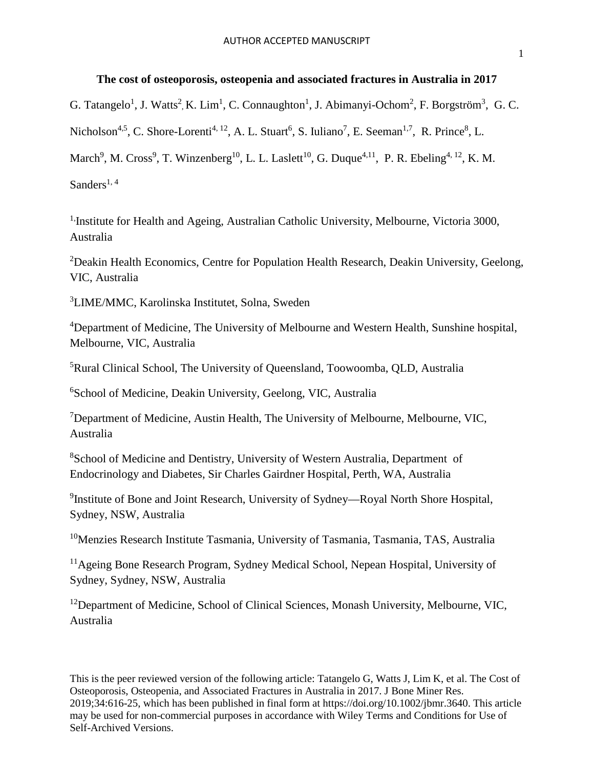# The cost of osteoporosis, osteopenia and associated fractures in Australia in 2017

G. Tatangelo[1], J. Watts[2], K. Lim[1], C. Connaughton[1], J. Abimanyi-Ochom[2], F. Borgström[3], G. C. Nicholson[4,5], C. Shore-Lorenti[4, 12], A. L. Stuart[6], S. Iuliano[7], E. Seeman[1,7], R. Prince[8], L. March[9], M. Cross[9], T. Winzenberg[10], L. L. Laslett[10], G. Duque[4,11], P. R. Ebeling[4, 12], K. M. Sanders[1, 4]

[1]Institute for Health and Ageing, Australian Catholic University, Melbourne, Victoria 3000, Australia

[2]Deakin Health Economics, Centre for Population Health Research, Deakin University, Geelong, VIC, Australia

[3]LIME/MMC, Karolinska Institutet, Solna, Sweden

[4]Department of Medicine, The University of Melbourne and Western Health, Sunshine hospital, Melbourne, VIC, Australia

[5]Rural Clinical School, The University of Queensland, Toowoomba, QLD, Australia

[6]School of Medicine, Deakin University, Geelong, VIC, Australia

[7]Department of Medicine, Austin Health, The University of Melbourne, Melbourne, VIC, Australia

[8]School of Medicine and Dentistry, University of Western Australia, Department of Endocrinology and Diabetes, Sir Charles Gairdner Hospital, Perth, WA, Australia

[9]Institute of Bone and Joint Research, University of Sydney—Royal North Shore Hospital, Sydney, NSW, Australia

[10]Menzies Research Institute Tasmania, University of Tasmania, Tasmania, TAS, Australia

[11]Ageing Bone Research Program, Sydney Medical School, Nepean Hospital, University of Sydney, Sydney, NSW, Australia

[12]Department of Medicine, School of Clinical Sciences, Monash University, Melbourne, VIC, Australia

This is the peer reviewed version of the following article: Tatangelo G, Watts J, Lim K, et al. The Cost of Osteoporosis, Osteopenia, and Associated Fractures in Australia in 2017. J Bone Miner Res. 2019;34:616-25, which has been published in final form at https://doi.org/10.1002/jbmr.3640. This article may be used for non-commercial purposes in accordance with Wiley Terms and Conditions for Use of Self-Archived Versions.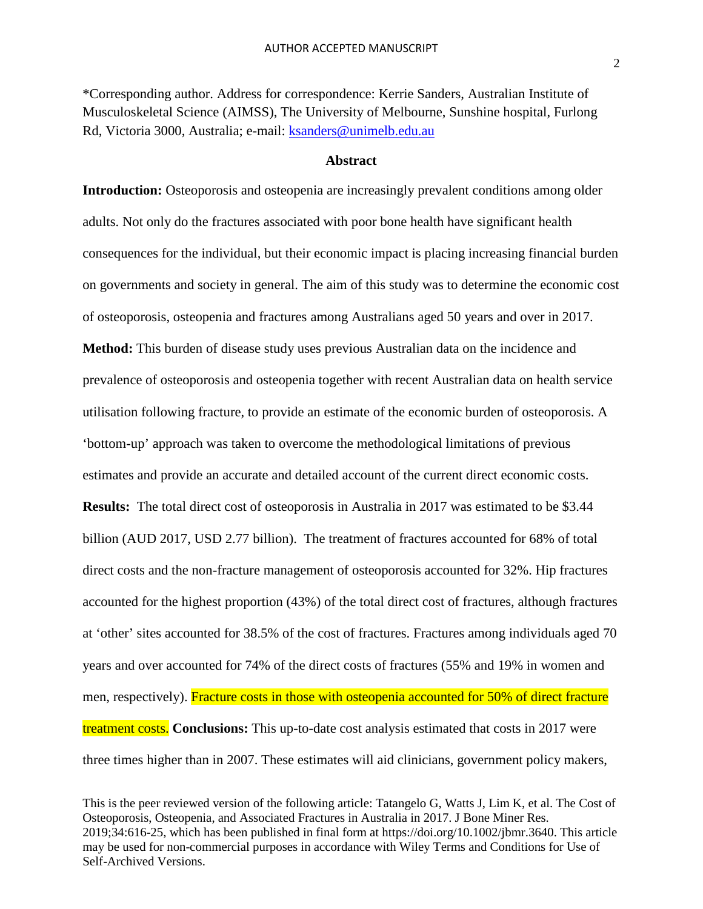*Corresponding author. Address for correspondence: Kerrie Sanders, Australian Institute of Musculoskeletal Science (AIMSS), The University of Melbourne, Sunshine hospital, Furlong Rd, Victoria 3000, Australia; e-mail: ksanders@unimelb.edu.au

## Abstract

**Introduction:** Osteoporosis and osteopenia are increasingly prevalent conditions among older adults. Not only do the fractures associated with poor bone health have significant health consequences for the individual, but their economic impact is placing increasing financial burden on governments and society in general. The aim of this study was to determine the economic cost of osteoporosis, osteopenia and fractures among Australians aged 50 years and over in 2017. **Method:** This burden of disease study uses previous Australian data on the incidence and prevalence of osteoporosis and osteopenia together with recent Australian data on health service utilisation following fracture, to provide an estimate of the economic burden of osteoporosis. A 'bottom-up' approach was taken to overcome the methodological limitations of previous estimates and provide an accurate and detailed account of the current direct economic costs. **Results:** The total direct cost of osteoporosis in Australia in 2017 was estimated to be $3.44 billion (AUD 2017, USD 2.77 billion). The treatment of fractures accounted for 68% of total direct costs and the non-fracture management of osteoporosis accounted for 32%. Hip fractures accounted for the highest proportion (43%) of the total direct cost of fractures, although fractures at 'other' sites accounted for 38.5% of the cost of fractures. Fractures among individuals aged 70 years and over accounted for 74% of the direct costs of fractures (55% and 19% in women and men, respectively). Fracture costs in those with osteopenia accounted for 50% of direct fracture treatment costs. **Conclusions:** This up-to-date cost analysis estimated that costs in 2017 were three times higher than in 2007. These estimates will aid clinicians, government policy makers,

This is the peer reviewed version of the following article: Tatangelo G, Watts J, Lim K, et al. The Cost of Osteoporosis, Osteopenia, and Associated Fractures in Australia in 2017. J Bone Miner Res. 2019;34:616-25, which has been published in final form at https://doi.org/10.1002/jbmr.3640. This article may be used for non-commercial purposes in accordance with Wiley Terms and Conditions for Use of Self-Archived Versions.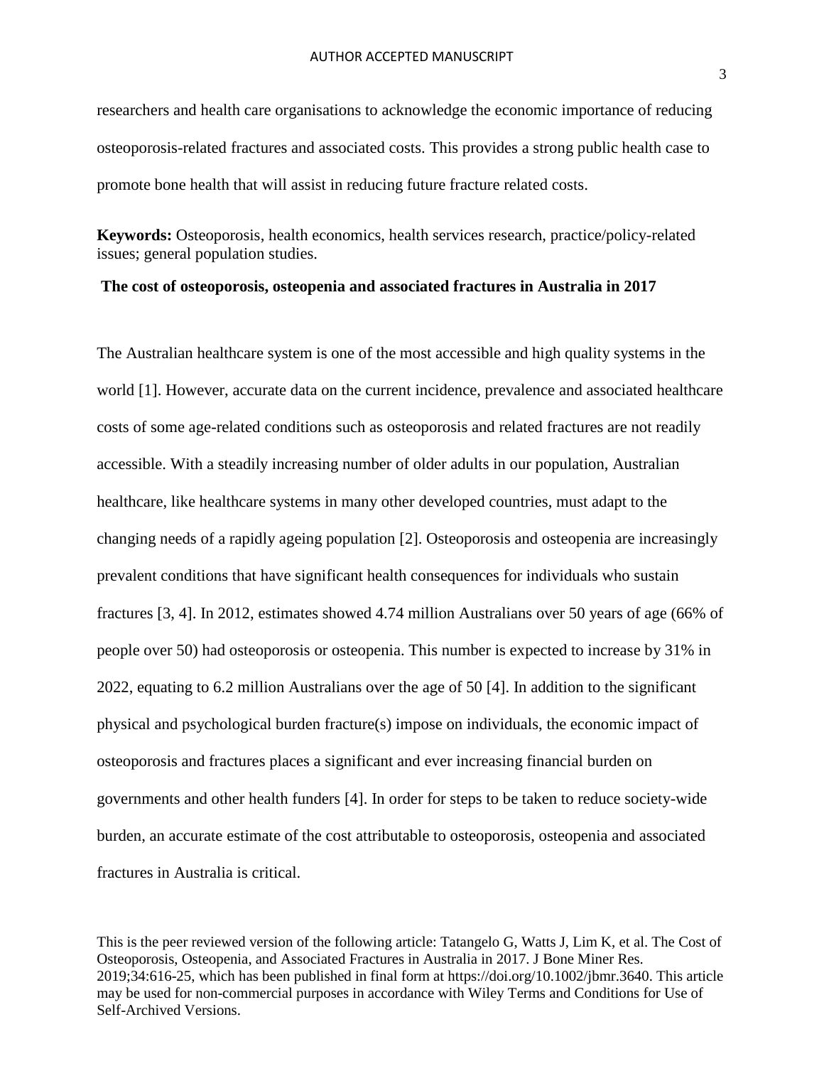researchers and health care organisations to acknowledge the economic importance of reducing osteoporosis-related fractures and associated costs. This provides a strong public health case to promote bone health that will assist in reducing future fracture related costs.

**Keywords:** Osteoporosis, health economics, health services research, practice/policy-related issues; general population studies.

## The cost of osteoporosis, osteopenia and associated fractures in Australia in 2017

The Australian healthcare system is one of the most accessible and high quality systems in the world [1]. However, accurate data on the current incidence, prevalence and associated healthcare costs of some age-related conditions such as osteoporosis and related fractures are not readily accessible. With a steadily increasing number of older adults in our population, Australian healthcare, like healthcare systems in many other developed countries, must adapt to the changing needs of a rapidly ageing population [2]. Osteoporosis and osteopenia are increasingly prevalent conditions that have significant health consequences for individuals who sustain fractures [3, 4]. In 2012, estimates showed 4.74 million Australians over 50 years of age (66% of people over 50) had osteoporosis or osteopenia. This number is expected to increase by 31% in 2022, equating to 6.2 million Australians over the age of 50 [4]. In addition to the significant physical and psychological burden fracture(s) impose on individuals, the economic impact of osteoporosis and fractures places a significant and ever increasing financial burden on governments and other health funders [4]. In order for steps to be taken to reduce society-wide burden, an accurate estimate of the cost attributable to osteoporosis, osteopenia and associated fractures in Australia is critical.

This is the peer reviewed version of the following article: Tatangelo G, Watts J, Lim K, et al. The Cost of Osteoporosis, Osteopenia, and Associated Fractures in Australia in 2017. J Bone Miner Res. 2019;34:616-25, which has been published in final form at https://doi.org/10.1002/jbmr.3640. This article may be used for non-commercial purposes in accordance with Wiley Terms and Conditions for Use of Self-Archived Versions.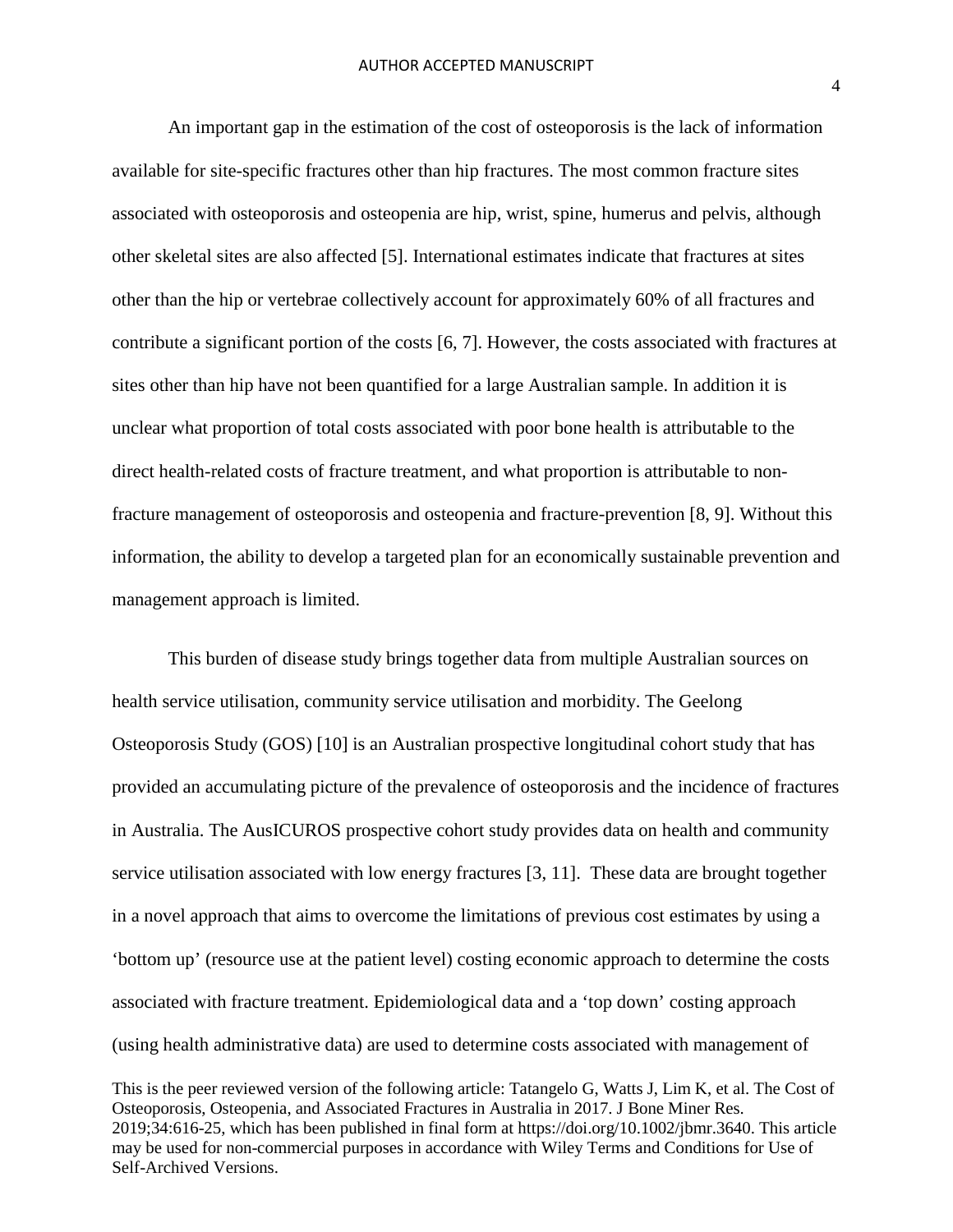An important gap in the estimation of the cost of osteoporosis is the lack of information available for site-specific fractures other than hip fractures. The most common fracture sites associated with osteoporosis and osteopenia are hip, wrist, spine, humerus and pelvis, although other skeletal sites are also affected [5]. International estimates indicate that fractures at sites other than the hip or vertebrae collectively account for approximately 60% of all fractures and contribute a significant portion of the costs [6, 7]. However, the costs associated with fractures at sites other than hip have not been quantified for a large Australian sample. In addition it is unclear what proportion of total costs associated with poor bone health is attributable to the direct health-related costs of fracture treatment, and what proportion is attributable to non-fracture management of osteoporosis and osteopenia and fracture-prevention [8, 9]. Without this information, the ability to develop a targeted plan for an economically sustainable prevention and management approach is limited.

This burden of disease study brings together data from multiple Australian sources on health service utilisation, community service utilisation and morbidity. The Geelong Osteoporosis Study (GOS) [10] is an Australian prospective longitudinal cohort study that has provided an accumulating picture of the prevalence of osteoporosis and the incidence of fractures in Australia. The AusICUROS prospective cohort study provides data on health and community service utilisation associated with low energy fractures [3, 11]. These data are brought together in a novel approach that aims to overcome the limitations of previous cost estimates by using a 'bottom up' (resource use at the patient level) costing economic approach to determine the costs associated with fracture treatment. Epidemiological data and a 'top down' costing approach (using health administrative data) are used to determine costs associated with management of

This is the peer reviewed version of the following article: Tatangelo G, Watts J, Lim K, et al. The Cost of Osteoporosis, Osteopenia, and Associated Fractures in Australia in 2017. J Bone Miner Res. 2019;34:616-25, which has been published in final form at https://doi.org/10.1002/jbmr.3640. This article may be used for non-commercial purposes in accordance with Wiley Terms and Conditions for Use of Self-Archived Versions.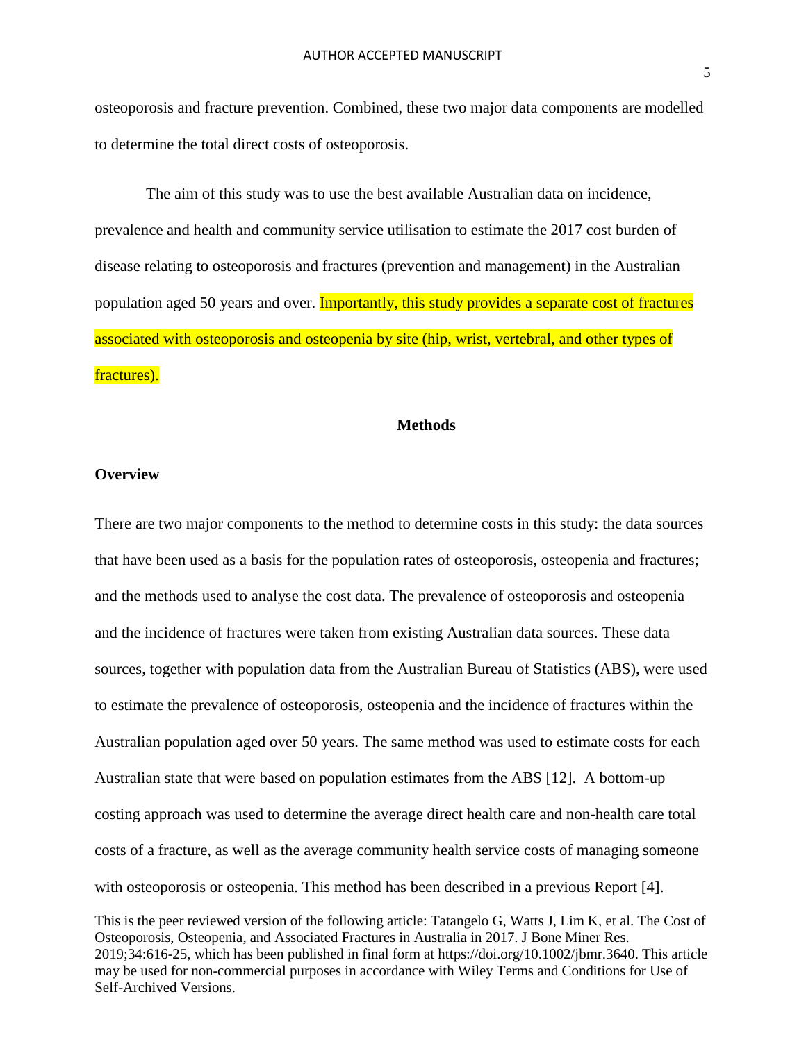osteoporosis and fracture prevention. Combined, these two major data components are modelled to determine the total direct costs of osteoporosis.

The aim of this study was to use the best available Australian data on incidence, prevalence and health and community service utilisation to estimate the 2017 cost burden of disease relating to osteoporosis and fractures (prevention and management) in the Australian population aged 50 years and over. Importantly, this study provides a separate cost of fractures associated with osteoporosis and osteopenia by site (hip, wrist, vertebral, and other types of fractures).

## Methods

### Overview

There are two major components to the method to determine costs in this study: the data sources that have been used as a basis for the population rates of osteoporosis, osteopenia and fractures; and the methods used to analyse the cost data. The prevalence of osteoporosis and osteopenia and the incidence of fractures were taken from existing Australian data sources. These data sources, together with population data from the Australian Bureau of Statistics (ABS), were used to estimate the prevalence of osteoporosis, osteopenia and the incidence of fractures within the Australian population aged over 50 years. The same method was used to estimate costs for each Australian state that were based on population estimates from the ABS [12]. A bottom-up costing approach was used to determine the average direct health care and non-health care total costs of a fracture, as well as the average community health service costs of managing someone with osteoporosis or osteopenia. This method has been described in a previous Report [4].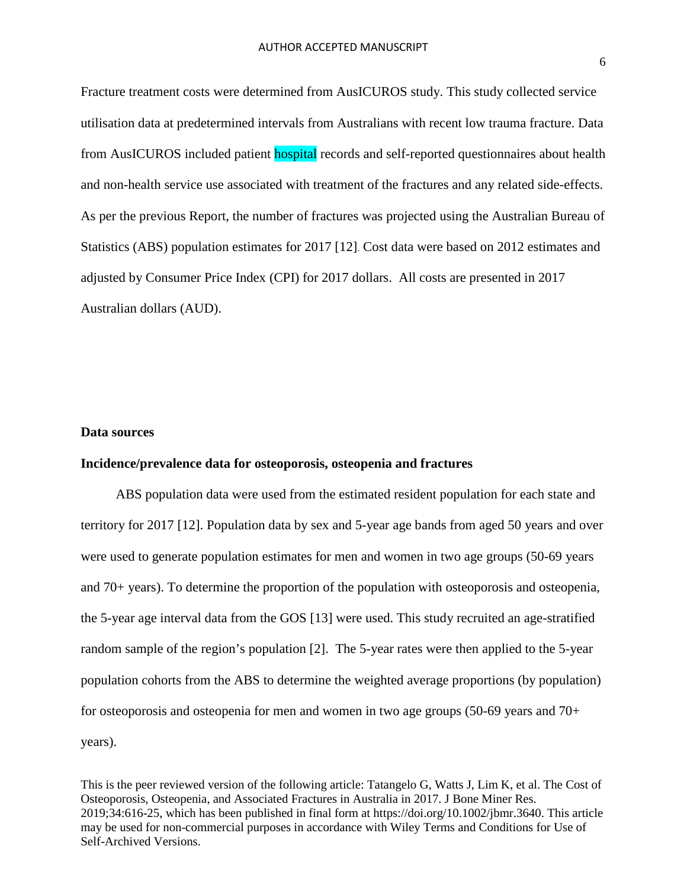Fracture treatment costs were determined from AusICUROS study. This study collected service utilisation data at predetermined intervals from Australians with recent low trauma fracture. Data from AusICUROS included patient hospital records and self-reported questionnaires about health and non-health service use associated with treatment of the fractures and any related side-effects. As per the previous Report, the number of fractures was projected using the Australian Bureau of Statistics (ABS) population estimates for 2017 [12]. Cost data were based on 2012 estimates and adjusted by Consumer Price Index (CPI) for 2017 dollars. All costs are presented in 2017 Australian dollars (AUD).

## Data sources

### Incidence/prevalence data for osteoporosis, osteopenia and fractures

ABS population data were used from the estimated resident population for each state and territory for 2017 [12]. Population data by sex and 5-year age bands from aged 50 years and over were used to generate population estimates for men and women in two age groups (50-69 years and 70+ years). To determine the proportion of the population with osteoporosis and osteopenia, the 5-year age interval data from the GOS [13] were used. This study recruited an age-stratified random sample of the region's population [2]. The 5-year rates were then applied to the 5-year population cohorts from the ABS to determine the weighted average proportions (by population) for osteoporosis and osteopenia for men and women in two age groups (50-69 years and 70+ years).

This is the peer reviewed version of the following article: Tatangelo G, Watts J, Lim K, et al. The Cost of Osteoporosis, Osteopenia, and Associated Fractures in Australia in 2017. J Bone Miner Res. 2019;34:616-25, which has been published in final form at https://doi.org/10.1002/jbmr.3640. This article may be used for non-commercial purposes in accordance with Wiley Terms and Conditions for Use of Self-Archived Versions.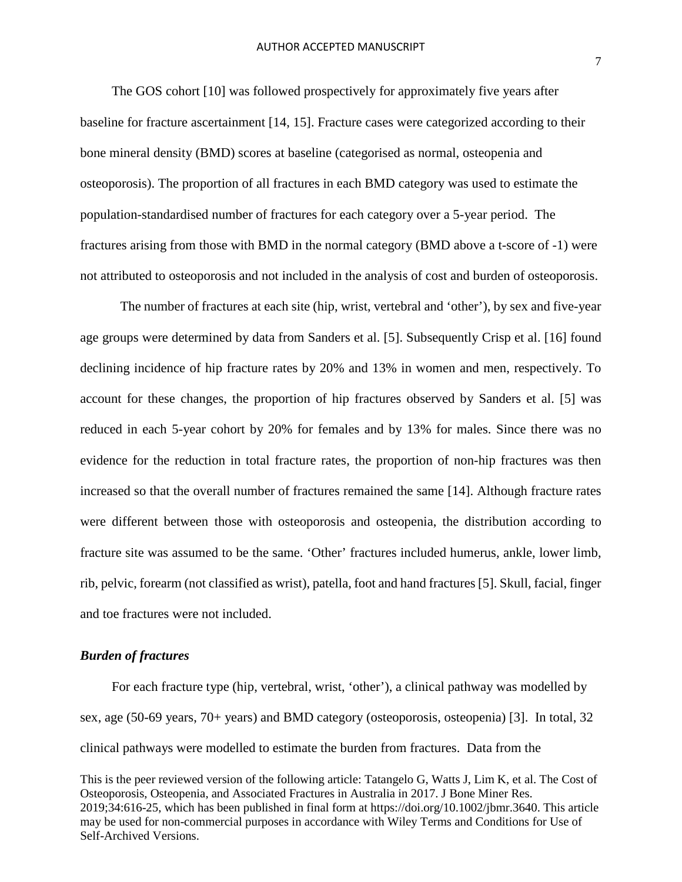The GOS cohort [10] was followed prospectively for approximately five years after baseline for fracture ascertainment [14, 15]. Fracture cases were categorized according to their bone mineral density (BMD) scores at baseline (categorised as normal, osteopenia and osteoporosis). The proportion of all fractures in each BMD category was used to estimate the population-standardised number of fractures for each category over a 5-year period. The fractures arising from those with BMD in the normal category (BMD above a t-score of -1) were not attributed to osteoporosis and not included in the analysis of cost and burden of osteoporosis.

The number of fractures at each site (hip, wrist, vertebral and 'other'), by sex and five-year age groups were determined by data from Sanders et al. [5]. Subsequently Crisp et al. [16] found declining incidence of hip fracture rates by 20% and 13% in women and men, respectively. To account for these changes, the proportion of hip fractures observed by Sanders et al. [5] was reduced in each 5-year cohort by 20% for females and by 13% for males. Since there was no evidence for the reduction in total fracture rates, the proportion of non-hip fractures was then increased so that the overall number of fractures remained the same [14]. Although fracture rates were different between those with osteoporosis and osteopenia, the distribution according to fracture site was assumed to be the same. 'Other' fractures included humerus, ankle, lower limb, rib, pelvic, forearm (not classified as wrist), patella, foot and hand fractures [5]. Skull, facial, finger and toe fractures were not included.

### *Burden of fractures*

For each fracture type (hip, vertebral, wrist, 'other'), a clinical pathway was modelled by sex, age (50-69 years, 70+ years) and BMD category (osteoporosis, osteopenia) [3]. In total, 32 clinical pathways were modelled to estimate the burden from fractures. Data from the

This is the peer reviewed version of the following article: Tatangelo G, Watts J, Lim K, et al. The Cost of Osteoporosis, Osteopenia, and Associated Fractures in Australia in 2017. J Bone Miner Res. 2019;34:616-25, which has been published in final form at https://doi.org/10.1002/jbmr.3640. This article may be used for non-commercial purposes in accordance with Wiley Terms and Conditions for Use of Self-Archived Versions.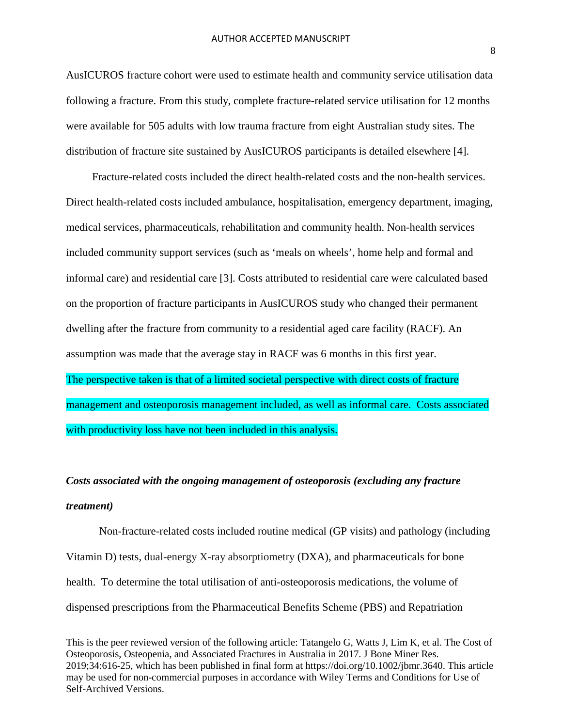AusICUROS fracture cohort were used to estimate health and community service utilisation data following a fracture. From this study, complete fracture-related service utilisation for 12 months were available for 505 adults with low trauma fracture from eight Australian study sites. The distribution of fracture site sustained by AusICUROS participants is detailed elsewhere [4].

Fracture-related costs included the direct health-related costs and the non-health services. Direct health-related costs included ambulance, hospitalisation, emergency department, imaging, medical services, pharmaceuticals, rehabilitation and community health. Non-health services included community support services (such as 'meals on wheels', home help and formal and informal care) and residential care [3]. Costs attributed to residential care were calculated based on the proportion of fracture participants in AusICUROS study who changed their permanent dwelling after the fracture from community to a residential aged care facility (RACF). An assumption was made that the average stay in RACF was 6 months in this first year. The perspective taken is that of a limited societal perspective with direct costs of fracture management and osteoporosis management included, as well as informal care. Costs associated with productivity loss have not been included in this analysis.

### *Costs associated with the ongoing management of osteoporosis (excluding any fracture treatment)*

Non-fracture-related costs included routine medical (GP visits) and pathology (including Vitamin D) tests, dual-energy X-ray absorptiometry (DXA), and pharmaceuticals for bone health. To determine the total utilisation of anti-osteoporosis medications, the volume of dispensed prescriptions from the Pharmaceutical Benefits Scheme (PBS) and Repatriation

This is the peer reviewed version of the following article: Tatangelo G, Watts J, Lim K, et al. The Cost of Osteoporosis, Osteopenia, and Associated Fractures in Australia in 2017. J Bone Miner Res. 2019;34:616-25, which has been published in final form at https://doi.org/10.1002/jbmr.3640. This article may be used for non-commercial purposes in accordance with Wiley Terms and Conditions for Use of Self-Archived Versions.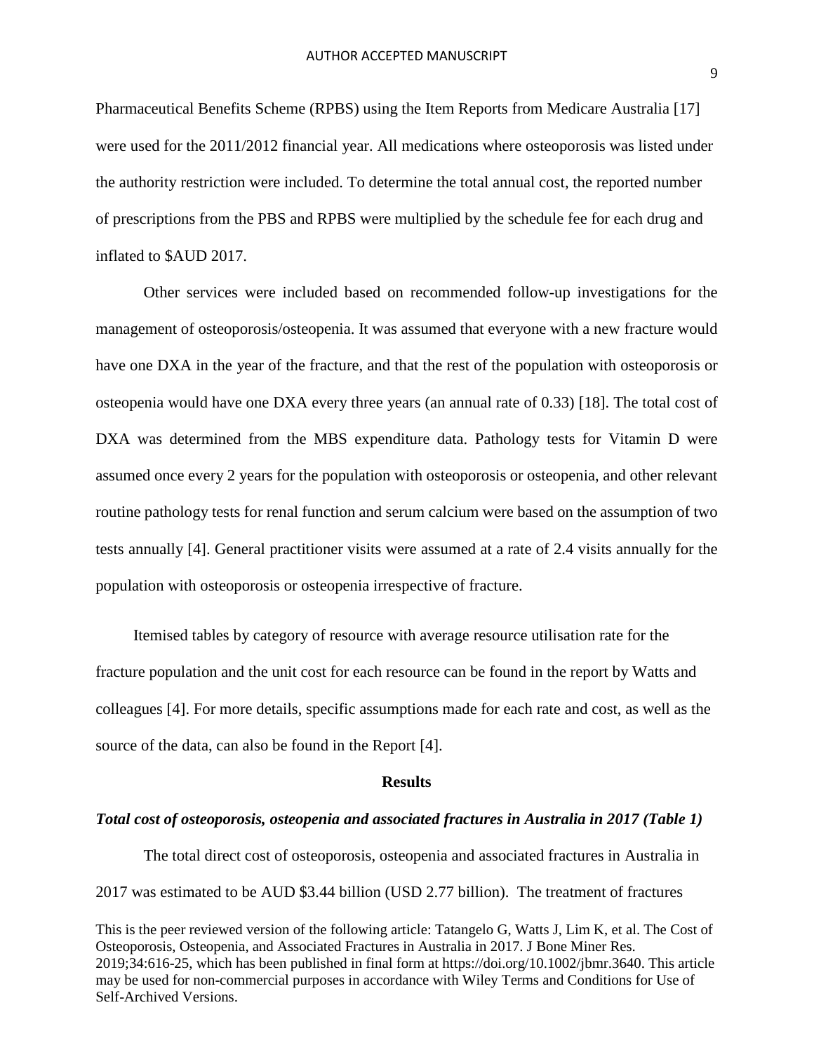Pharmaceutical Benefits Scheme (RPBS) using the Item Reports from Medicare Australia [17] were used for the 2011/2012 financial year. All medications where osteoporosis was listed under the authority restriction were included. To determine the total annual cost, the reported number of prescriptions from the PBS and RPBS were multiplied by the schedule fee for each drug and inflated to $AUD 2017.

Other services were included based on recommended follow-up investigations for the management of osteoporosis/osteopenia. It was assumed that everyone with a new fracture would have one DXA in the year of the fracture, and that the rest of the population with osteoporosis or osteopenia would have one DXA every three years (an annual rate of 0.33) [18]. The total cost of DXA was determined from the MBS expenditure data. Pathology tests for Vitamin D were assumed once every 2 years for the population with osteoporosis or osteopenia, and other relevant routine pathology tests for renal function and serum calcium were based on the assumption of two tests annually [4]. General practitioner visits were assumed at a rate of 2.4 visits annually for the population with osteoporosis or osteopenia irrespective of fracture.

Itemised tables by category of resource with average resource utilisation rate for the fracture population and the unit cost for each resource can be found in the report by Watts and colleagues [4]. For more details, specific assumptions made for each rate and cost, as well as the source of the data, can also be found in the Report [4].

## Results

### *Total cost of osteoporosis, osteopenia and associated fractures in Australia in 2017 (Table 1)*

The total direct cost of osteoporosis, osteopenia and associated fractures in Australia in 2017 was estimated to be AUD $3.44 billion (USD 2.77 billion). The treatment of fractures

This is the peer reviewed version of the following article: Tatangelo G, Watts J, Lim K, et al. The Cost of Osteoporosis, Osteopenia, and Associated Fractures in Australia in 2017. J Bone Miner Res. 2019;34:616-25, which has been published in final form at https://doi.org/10.1002/jbmr.3640. This article may be used for non-commercial purposes in accordance with Wiley Terms and Conditions for Use of Self-Archived Versions.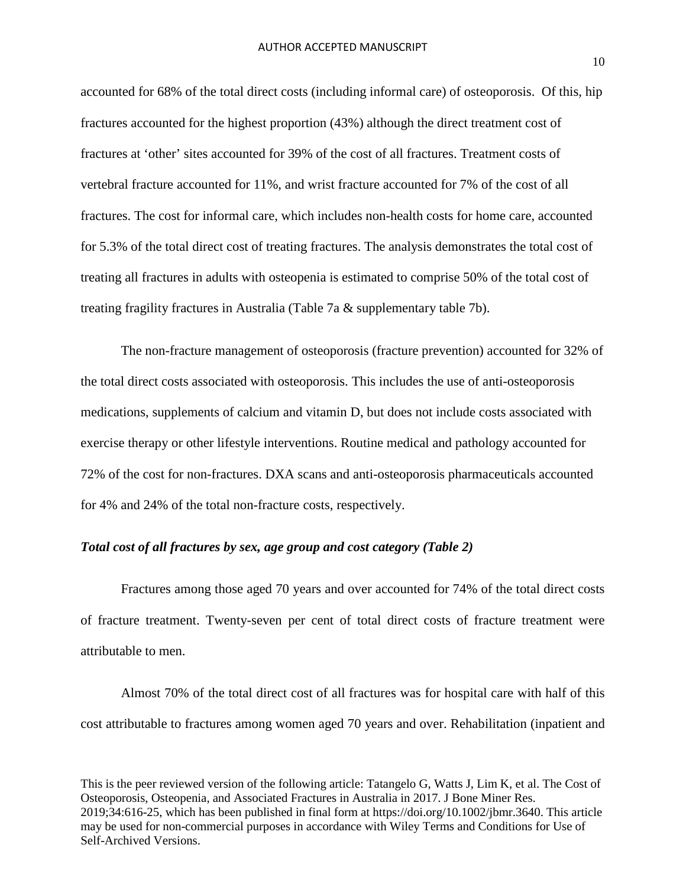accounted for 68% of the total direct costs (including informal care) of osteoporosis. Of this, hip fractures accounted for the highest proportion (43%) although the direct treatment cost of fractures at 'other' sites accounted for 39% of the cost of all fractures. Treatment costs of vertebral fracture accounted for 11%, and wrist fracture accounted for 7% of the cost of all fractures. The cost for informal care, which includes non-health costs for home care, accounted for 5.3% of the total direct cost of treating fractures. The analysis demonstrates the total cost of treating all fractures in adults with osteopenia is estimated to comprise 50% of the total cost of treating fragility fractures in Australia (Table 7a & supplementary table 7b).

The non-fracture management of osteoporosis (fracture prevention) accounted for 32% of the total direct costs associated with osteoporosis. This includes the use of anti-osteoporosis medications, supplements of calcium and vitamin D, but does not include costs associated with exercise therapy or other lifestyle interventions. Routine medical and pathology accounted for 72% of the cost for non-fractures. DXA scans and anti-osteoporosis pharmaceuticals accounted for 4% and 24% of the total non-fracture costs, respectively.

***Total cost of all fractures by sex, age group and cost category (Table 2)***

Fractures among those aged 70 years and over accounted for 74% of the total direct costs of fracture treatment. Twenty-seven per cent of total direct costs of fracture treatment were attributable to men.

Almost 70% of the total direct cost of all fractures was for hospital care with half of this cost attributable to fractures among women aged 70 years and over. Rehabilitation (inpatient and

This is the peer reviewed version of the following article: Tatangelo G, Watts J, Lim K, et al. The Cost of Osteoporosis, Osteopenia, and Associated Fractures in Australia in 2017. J Bone Miner Res. 2019;34:616-25, which has been published in final form at https://doi.org/10.1002/jbmr.3640. This article may be used for non-commercial purposes in accordance with Wiley Terms and Conditions for Use of Self-Archived Versions.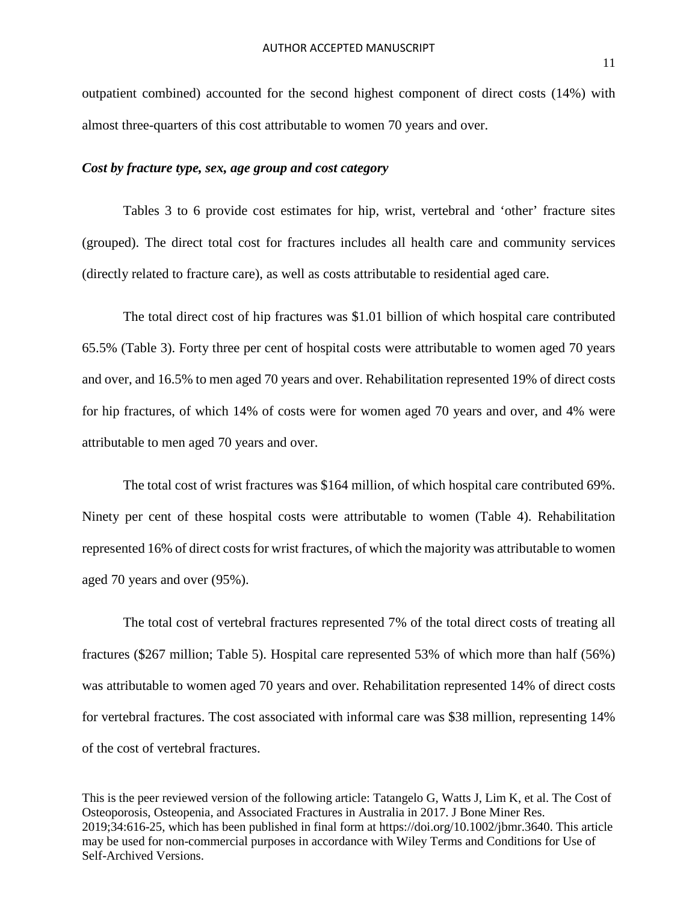outpatient combined) accounted for the second highest component of direct costs (14%) with almost three-quarters of this cost attributable to women 70 years and over.

***Cost by fracture type, sex, age group and cost category***

Tables 3 to 6 provide cost estimates for hip, wrist, vertebral and 'other' fracture sites (grouped). The direct total cost for fractures includes all health care and community services (directly related to fracture care), as well as costs attributable to residential aged care.

The total direct cost of hip fractures was $1.01 billion of which hospital care contributed 65.5% (Table 3). Forty three per cent of hospital costs were attributable to women aged 70 years and over, and 16.5% to men aged 70 years and over. Rehabilitation represented 19% of direct costs for hip fractures, of which 14% of costs were for women aged 70 years and over, and 4% were attributable to men aged 70 years and over.

The total cost of wrist fractures was $164 million, of which hospital care contributed 69%. Ninety per cent of these hospital costs were attributable to women (Table 4). Rehabilitation represented 16% of direct costs for wrist fractures, of which the majority was attributable to women aged 70 years and over (95%).

The total cost of vertebral fractures represented 7% of the total direct costs of treating all fractures ($267 million; Table 5). Hospital care represented 53% of which more than half (56%) was attributable to women aged 70 years and over. Rehabilitation represented 14% of direct costs for vertebral fractures. The cost associated with informal care was $38 million, representing 14% of the cost of vertebral fractures.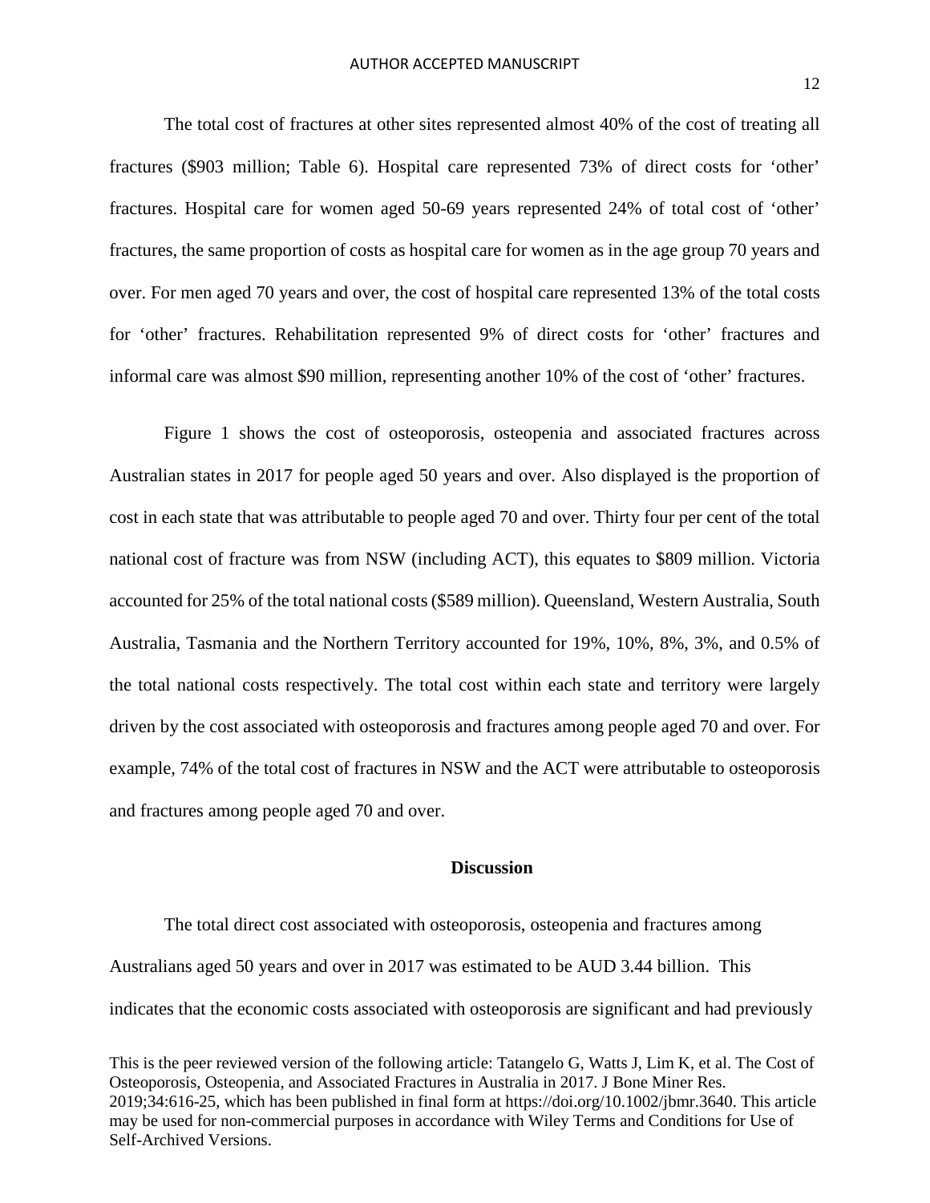The total cost of fractures at other sites represented almost 40% of the cost of treating all fractures ($903 million; Table 6). Hospital care represented 73% of direct costs for 'other' fractures. Hospital care for women aged 50-69 years represented 24% of total cost of 'other' fractures, the same proportion of costs as hospital care for women as in the age group 70 years and over. For men aged 70 years and over, the cost of hospital care represented 13% of the total costs for 'other' fractures. Rehabilitation represented 9% of direct costs for 'other' fractures and informal care was almost $90 million, representing another 10% of the cost of 'other' fractures.

Figure 1 shows the cost of osteoporosis, osteopenia and associated fractures across Australian states in 2017 for people aged 50 years and over. Also displayed is the proportion of cost in each state that was attributable to people aged 70 and over. Thirty four per cent of the total national cost of fracture was from NSW (including ACT), this equates to $809 million. Victoria accounted for 25% of the total national costs ($589 million). Queensland, Western Australia, South Australia, Tasmania and the Northern Territory accounted for 19%, 10%, 8%, 3%, and 0.5% of the total national costs respectively. The total cost within each state and territory were largely driven by the cost associated with osteoporosis and fractures among people aged 70 and over. For example, 74% of the total cost of fractures in NSW and the ACT were attributable to osteoporosis and fractures among people aged 70 and over.

## Discussion

The total direct cost associated with osteoporosis, osteopenia and fractures among Australians aged 50 years and over in 2017 was estimated to be AUD 3.44 billion. This indicates that the economic costs associated with osteoporosis are significant and had previously

This is the peer reviewed version of the following article: Tatangelo G, Watts J, Lim K, et al. The Cost of Osteoporosis, Osteopenia, and Associated Fractures in Australia in 2017. J Bone Miner Res. 2019;34:616-25, which has been published in final form at https://doi.org/10.1002/jbmr.3640. This article may be used for non-commercial purposes in accordance with Wiley Terms and Conditions for Use of Self-Archived Versions.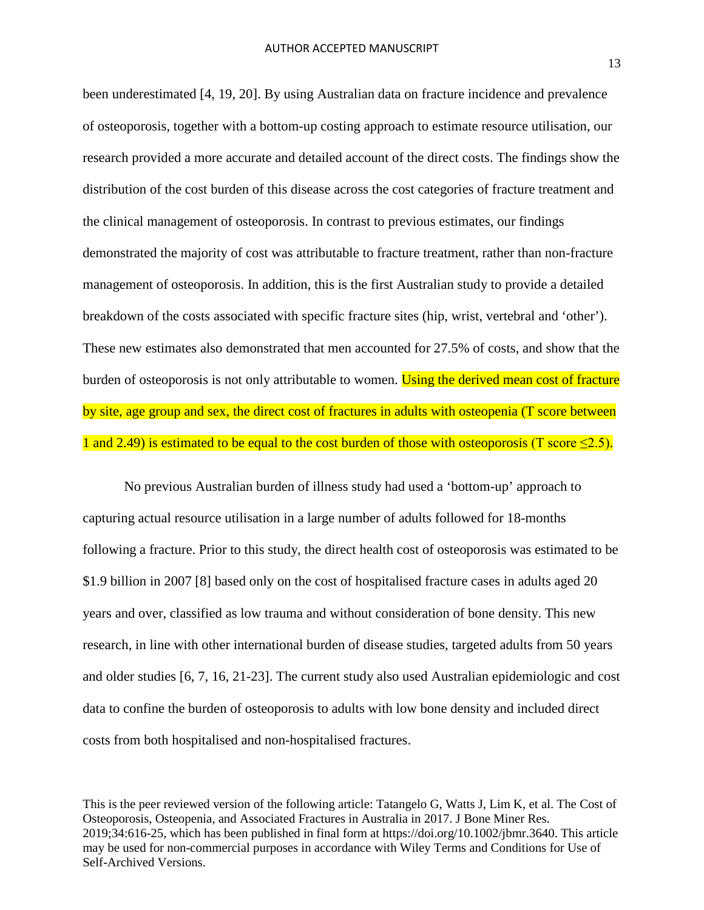been underestimated [4, 19, 20]. By using Australian data on fracture incidence and prevalence of osteoporosis, together with a bottom-up costing approach to estimate resource utilisation, our research provided a more accurate and detailed account of the direct costs. The findings show the distribution of the cost burden of this disease across the cost categories of fracture treatment and the clinical management of osteoporosis. In contrast to previous estimates, our findings demonstrated the majority of cost was attributable to fracture treatment, rather than non-fracture management of osteoporosis. In addition, this is the first Australian study to provide a detailed breakdown of the costs associated with specific fracture sites (hip, wrist, vertebral and 'other'). These new estimates also demonstrated that men accounted for 27.5% of costs, and show that the burden of osteoporosis is not only attributable to women. Using the derived mean cost of fracture by site, age group and sex, the direct cost of fractures in adults with osteopenia (T score between 1 and 2.49) is estimated to be equal to the cost burden of those with osteoporosis (T score ≤2.5).

No previous Australian burden of illness study had used a 'bottom-up' approach to capturing actual resource utilisation in a large number of adults followed for 18-months following a fracture. Prior to this study, the direct health cost of osteoporosis was estimated to be $1.9 billion in 2007 [8] based only on the cost of hospitalised fracture cases in adults aged 20 years and over, classified as low trauma and without consideration of bone density. This new research, in line with other international burden of disease studies, targeted adults from 50 years and older studies [6, 7, 16, 21-23]. The current study also used Australian epidemiologic and cost data to confine the burden of osteoporosis to adults with low bone density and included direct costs from both hospitalised and non-hospitalised fractures.

This is the peer reviewed version of the following article: Tatangelo G, Watts J, Lim K, et al. The Cost of Osteoporosis, Osteopenia, and Associated Fractures in Australia in 2017. J Bone Miner Res. 2019;34:616-25, which has been published in final form at https://doi.org/10.1002/jbmr.3640. This article may be used for non-commercial purposes in accordance with Wiley Terms and Conditions for Use of Self-Archived Versions.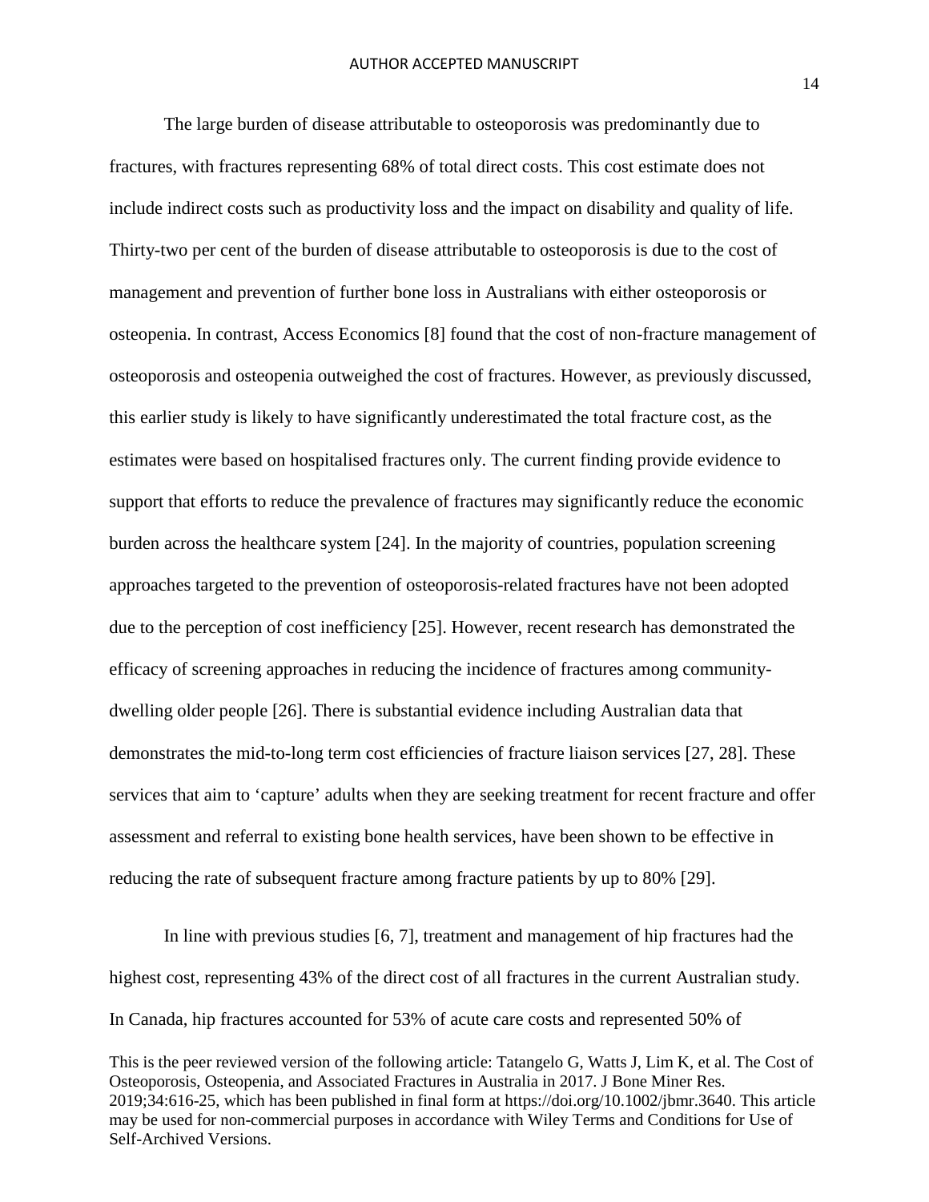The large burden of disease attributable to osteoporosis was predominantly due to fractures, with fractures representing 68% of total direct costs. This cost estimate does not include indirect costs such as productivity loss and the impact on disability and quality of life. Thirty-two per cent of the burden of disease attributable to osteoporosis is due to the cost of management and prevention of further bone loss in Australians with either osteoporosis or osteopenia. In contrast, Access Economics [8] found that the cost of non-fracture management of osteoporosis and osteopenia outweighed the cost of fractures. However, as previously discussed, this earlier study is likely to have significantly underestimated the total fracture cost, as the estimates were based on hospitalised fractures only. The current finding provide evidence to support that efforts to reduce the prevalence of fractures may significantly reduce the economic burden across the healthcare system [24]. In the majority of countries, population screening approaches targeted to the prevention of osteoporosis-related fractures have not been adopted due to the perception of cost inefficiency [25]. However, recent research has demonstrated the efficacy of screening approaches in reducing the incidence of fractures among community-dwelling older people [26]. There is substantial evidence including Australian data that demonstrates the mid-to-long term cost efficiencies of fracture liaison services [27, 28]. These services that aim to 'capture' adults when they are seeking treatment for recent fracture and offer assessment and referral to existing bone health services, have been shown to be effective in reducing the rate of subsequent fracture among fracture patients by up to 80% [29].

In line with previous studies [6, 7], treatment and management of hip fractures had the highest cost, representing 43% of the direct cost of all fractures in the current Australian study. In Canada, hip fractures accounted for 53% of acute care costs and represented 50% of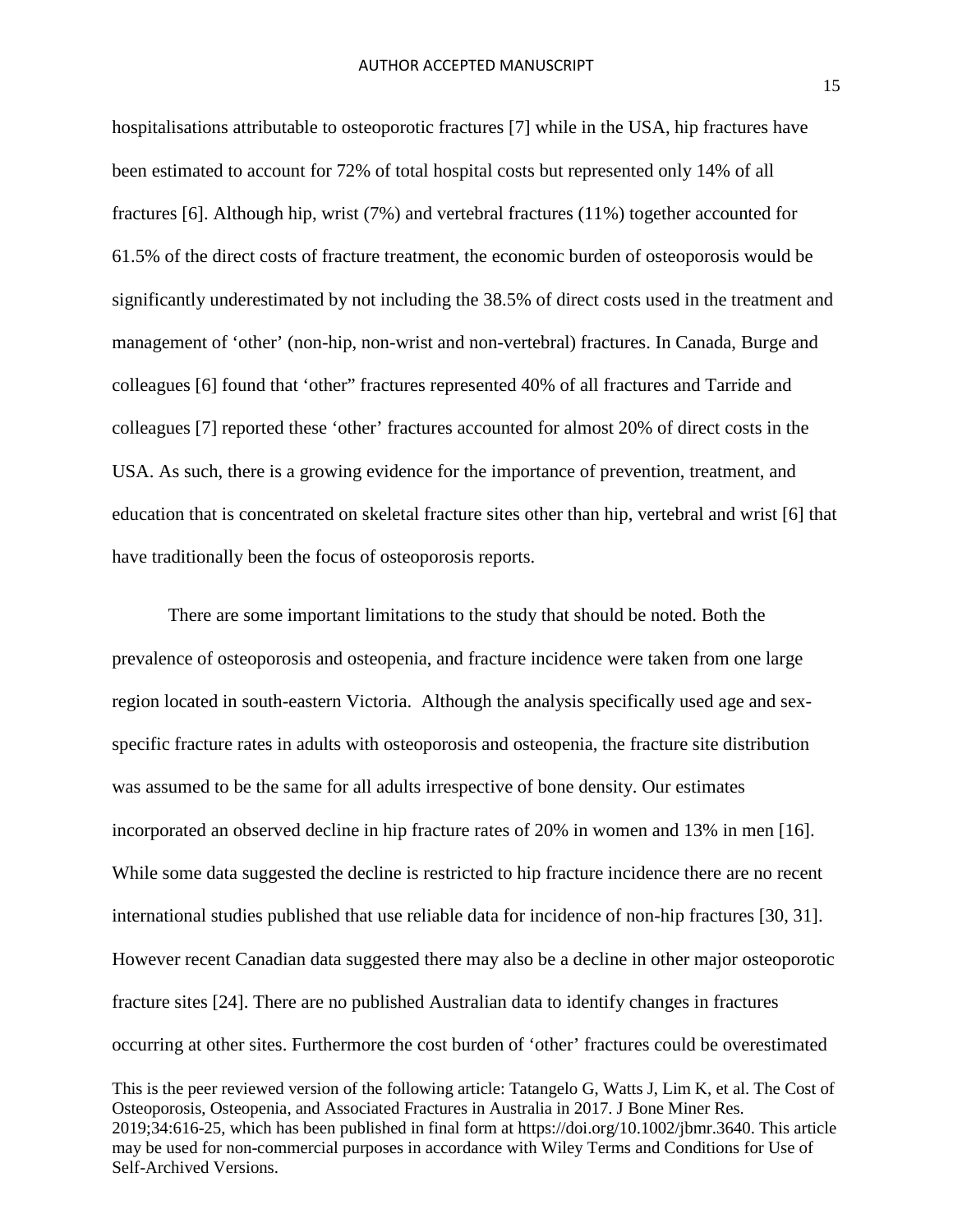hospitalisations attributable to osteoporotic fractures [7] while in the USA, hip fractures have been estimated to account for 72% of total hospital costs but represented only 14% of all fractures [6]. Although hip, wrist (7%) and vertebral fractures (11%) together accounted for 61.5% of the direct costs of fracture treatment, the economic burden of osteoporosis would be significantly underestimated by not including the 38.5% of direct costs used in the treatment and management of 'other' (non-hip, non-wrist and non-vertebral) fractures. In Canada, Burge and colleagues [6] found that 'other" fractures represented 40% of all fractures and Tarride and colleagues [7] reported these 'other' fractures accounted for almost 20% of direct costs in the USA. As such, there is a growing evidence for the importance of prevention, treatment, and education that is concentrated on skeletal fracture sites other than hip, vertebral and wrist [6] that have traditionally been the focus of osteoporosis reports.

There are some important limitations to the study that should be noted. Both the prevalence of osteoporosis and osteopenia, and fracture incidence were taken from one large region located in south-eastern Victoria. Although the analysis specifically used age and sex-specific fracture rates in adults with osteoporosis and osteopenia, the fracture site distribution was assumed to be the same for all adults irrespective of bone density. Our estimates incorporated an observed decline in hip fracture rates of 20% in women and 13% in men [16]. While some data suggested the decline is restricted to hip fracture incidence there are no recent international studies published that use reliable data for incidence of non-hip fractures [30, 31]. However recent Canadian data suggested there may also be a decline in other major osteoporotic fracture sites [24]. There are no published Australian data to identify changes in fractures occurring at other sites. Furthermore the cost burden of 'other' fractures could be overestimated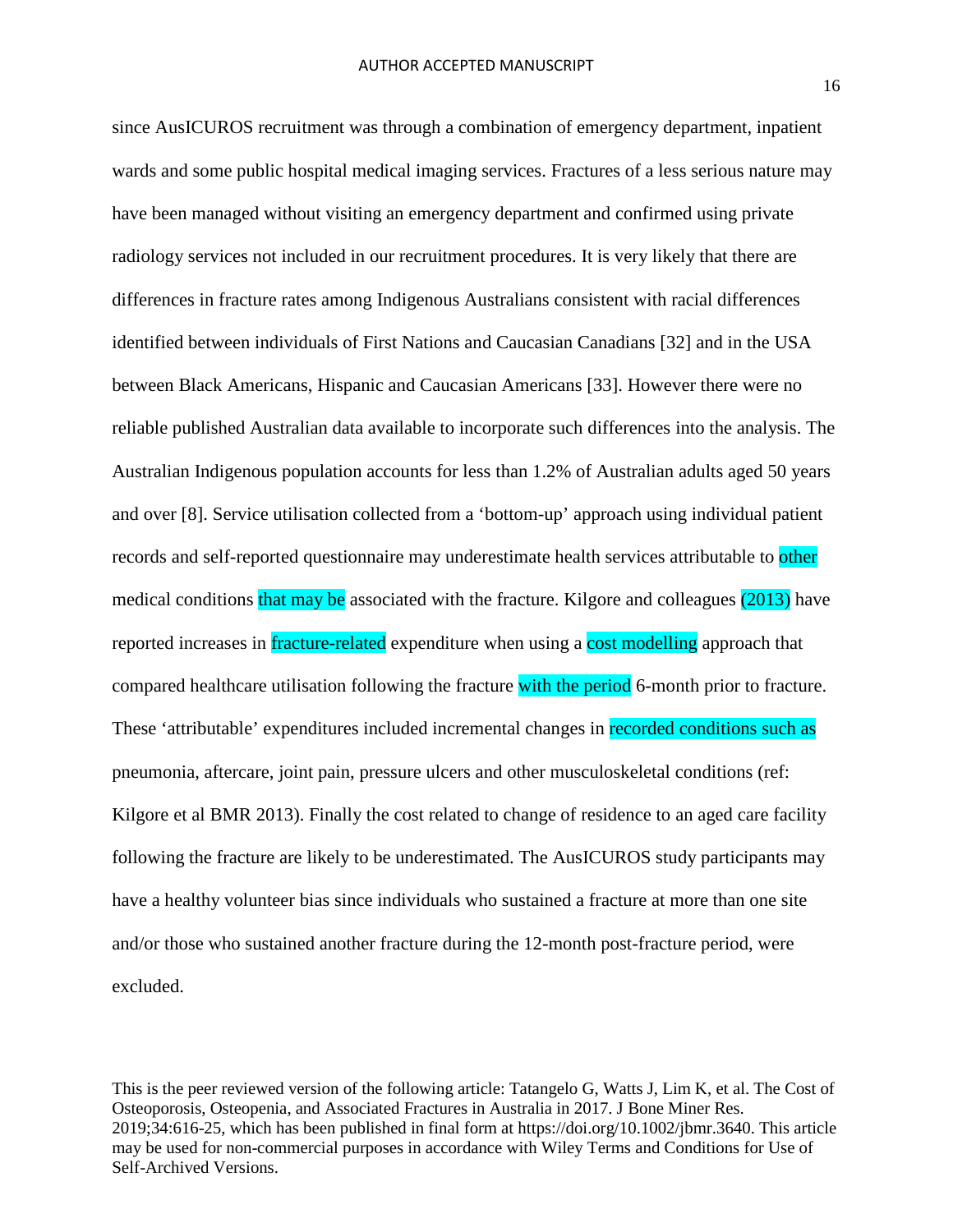since AusICUROS recruitment was through a combination of emergency department, inpatient wards and some public hospital medical imaging services. Fractures of a less serious nature may have been managed without visiting an emergency department and confirmed using private radiology services not included in our recruitment procedures. It is very likely that there are differences in fracture rates among Indigenous Australians consistent with racial differences identified between individuals of First Nations and Caucasian Canadians [32] and in the USA between Black Americans, Hispanic and Caucasian Americans [33]. However there were no reliable published Australian data available to incorporate such differences into the analysis. The Australian Indigenous population accounts for less than 1.2% of Australian adults aged 50 years and over [8]. Service utilisation collected from a 'bottom-up' approach using individual patient records and self-reported questionnaire may underestimate health services attributable to other medical conditions that may be associated with the fracture. Kilgore and colleagues (2013) have reported increases in fracture-related expenditure when using a cost modelling approach that compared healthcare utilisation following the fracture with the period 6-month prior to fracture. These 'attributable' expenditures included incremental changes in recorded conditions such as pneumonia, aftercare, joint pain, pressure ulcers and other musculoskeletal conditions (ref: Kilgore et al BMR 2013). Finally the cost related to change of residence to an aged care facility following the fracture are likely to be underestimated. The AusICUROS study participants may have a healthy volunteer bias since individuals who sustained a fracture at more than one site and/or those who sustained another fracture during the 12-month post-fracture period, were excluded.

This is the peer reviewed version of the following article: Tatangelo G, Watts J, Lim K, et al. The Cost of Osteoporosis, Osteopenia, and Associated Fractures in Australia in 2017. J Bone Miner Res. 2019;34:616-25, which has been published in final form at https://doi.org/10.1002/jbmr.3640. This article may be used for non-commercial purposes in accordance with Wiley Terms and Conditions for Use of Self-Archived Versions.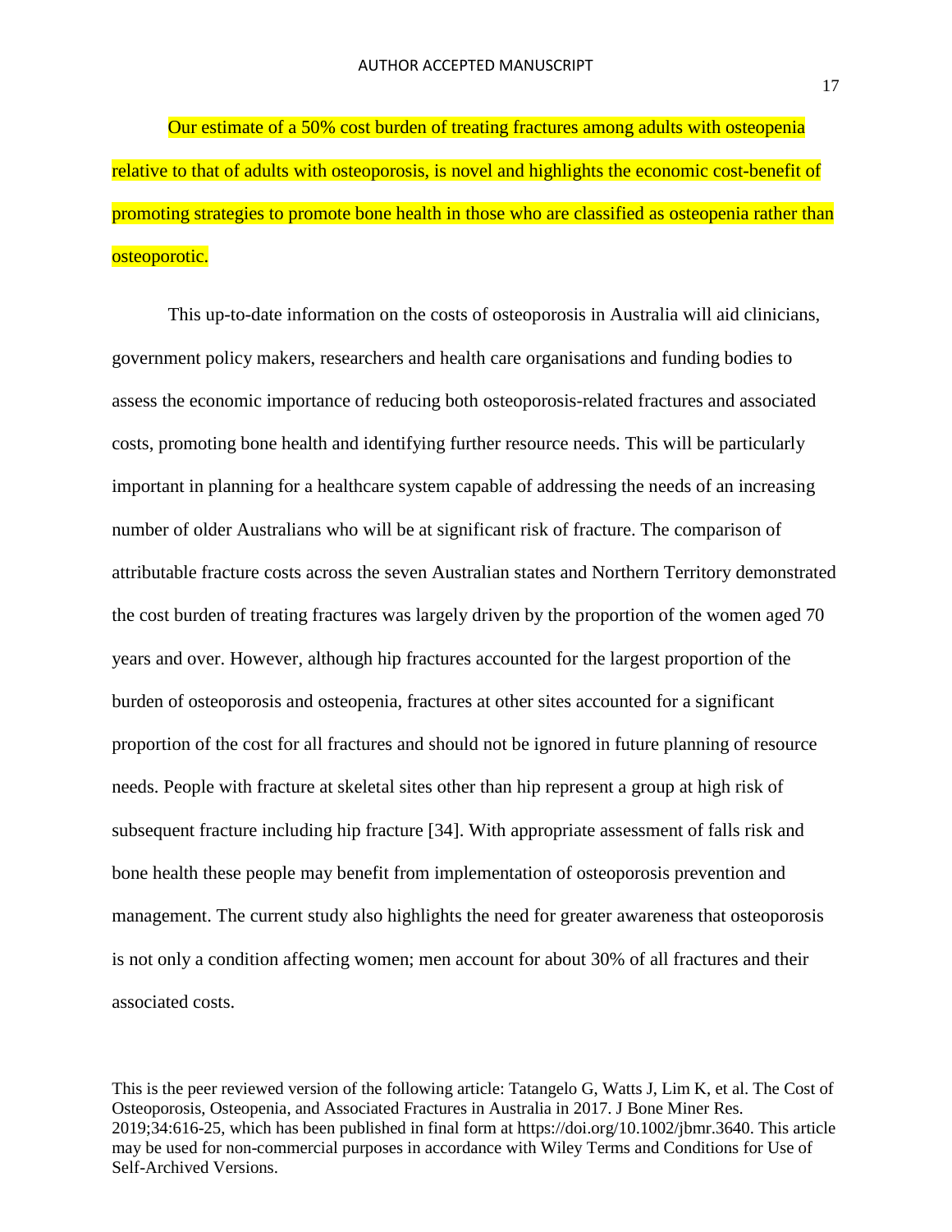Our estimate of a 50% cost burden of treating fractures among adults with osteopenia relative to that of adults with osteoporosis, is novel and highlights the economic cost-benefit of promoting strategies to promote bone health in those who are classified as osteopenia rather than osteoporotic.

This up-to-date information on the costs of osteoporosis in Australia will aid clinicians, government policy makers, researchers and health care organisations and funding bodies to assess the economic importance of reducing both osteoporosis-related fractures and associated costs, promoting bone health and identifying further resource needs. This will be particularly important in planning for a healthcare system capable of addressing the needs of an increasing number of older Australians who will be at significant risk of fracture. The comparison of attributable fracture costs across the seven Australian states and Northern Territory demonstrated the cost burden of treating fractures was largely driven by the proportion of the women aged 70 years and over. However, although hip fractures accounted for the largest proportion of the burden of osteoporosis and osteopenia, fractures at other sites accounted for a significant proportion of the cost for all fractures and should not be ignored in future planning of resource needs. People with fracture at skeletal sites other than hip represent a group at high risk of subsequent fracture including hip fracture [34]. With appropriate assessment of falls risk and bone health these people may benefit from implementation of osteoporosis prevention and management. The current study also highlights the need for greater awareness that osteoporosis is not only a condition affecting women; men account for about 30% of all fractures and their associated costs.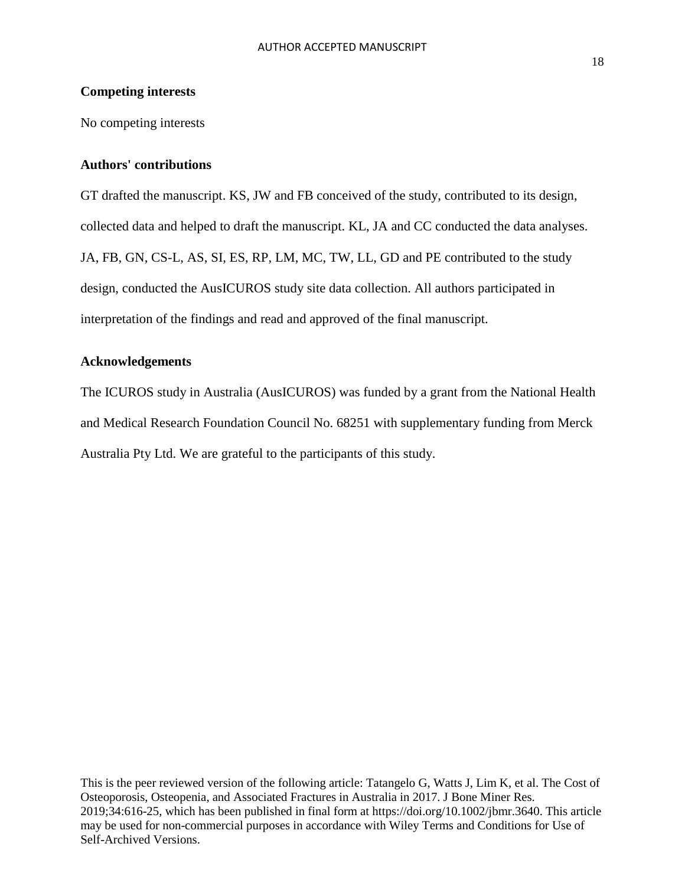**Competing interests**

No competing interests

**Authors' contributions**

GT drafted the manuscript. KS, JW and FB conceived of the study, contributed to its design, collected data and helped to draft the manuscript. KL, JA and CC conducted the data analyses. JA, FB, GN, CS-L, AS, SI, ES, RP, LM, MC, TW, LL, GD and PE contributed to the study design, conducted the AusICUROS study site data collection. All authors participated in interpretation of the findings and read and approved of the final manuscript.

**Acknowledgements**

The ICUROS study in Australia (AusICUROS) was funded by a grant from the National Health and Medical Research Foundation Council No. 68251 with supplementary funding from Merck Australia Pty Ltd. We are grateful to the participants of this study.

This is the peer reviewed version of the following article: Tatangelo G, Watts J, Lim K, et al. The Cost of Osteoporosis, Osteopenia, and Associated Fractures in Australia in 2017. J Bone Miner Res. 2019;34:616-25, which has been published in final form at https://doi.org/10.1002/jbmr.3640. This article may be used for non-commercial purposes in accordance with Wiley Terms and Conditions for Use of Self-Archived Versions.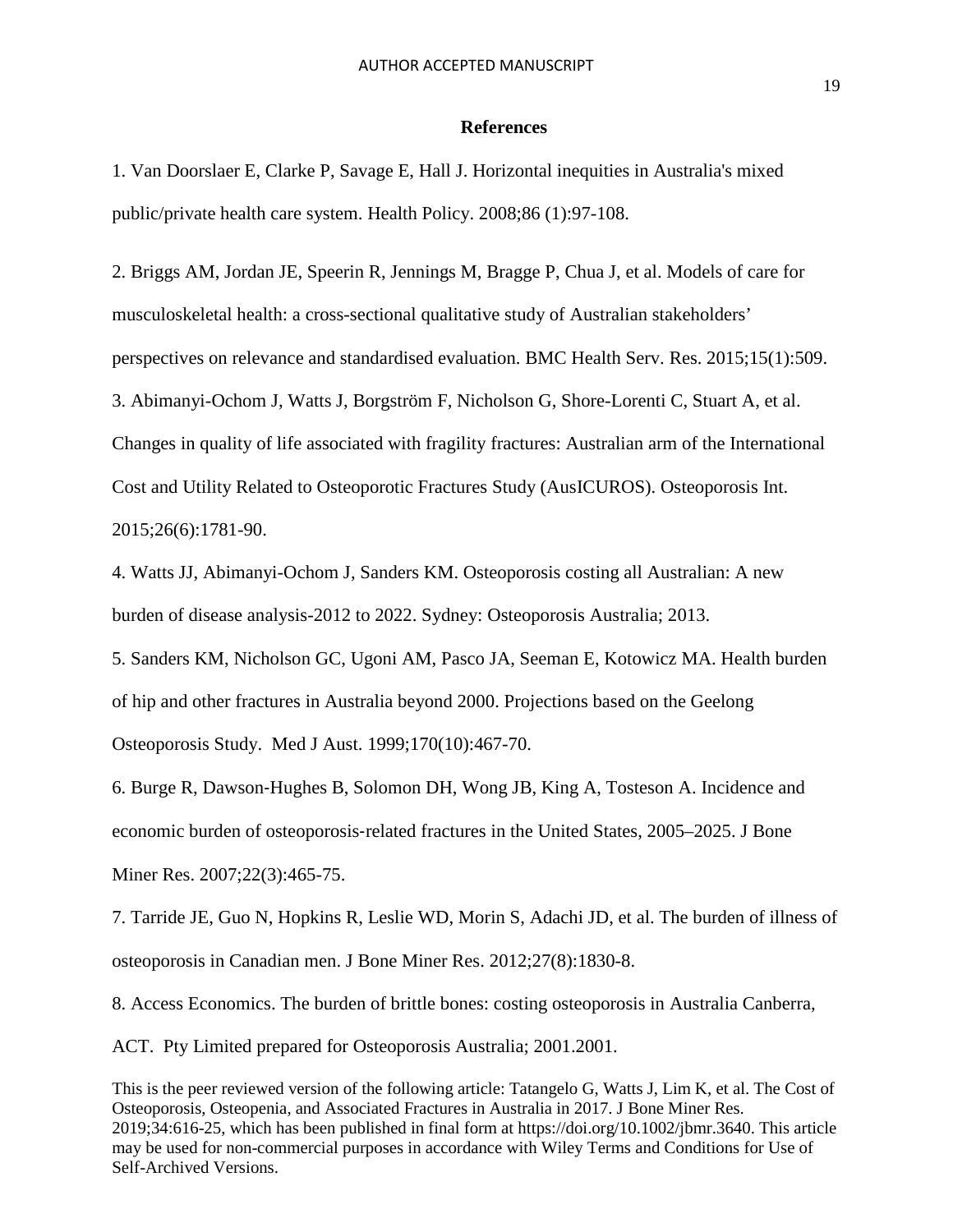## References

1. Van Doorslaer E, Clarke P, Savage E, Hall J. Horizontal inequities in Australia's mixed public/private health care system. Health Policy. 2008;86 (1):97-108.

2. Briggs AM, Jordan JE, Speerin R, Jennings M, Bragge P, Chua J, et al. Models of care for musculoskeletal health: a cross-sectional qualitative study of Australian stakeholders' perspectives on relevance and standardised evaluation. BMC Health Serv. Res. 2015;15(1):509.

3. Abimanyi-Ochom J, Watts J, Borgström F, Nicholson G, Shore-Lorenti C, Stuart A, et al. Changes in quality of life associated with fragility fractures: Australian arm of the International Cost and Utility Related to Osteoporotic Fractures Study (AusICUROS). Osteoporosis Int. 2015;26(6):1781-90.

4. Watts JJ, Abimanyi-Ochom J, Sanders KM. Osteoporosis costing all Australian: A new burden of disease analysis-2012 to 2022. Sydney: Osteoporosis Australia; 2013.

5. Sanders KM, Nicholson GC, Ugoni AM, Pasco JA, Seeman E, Kotowicz MA. Health burden of hip and other fractures in Australia beyond 2000. Projections based on the Geelong Osteoporosis Study. Med J Aust. 1999;170(10):467-70.

6. Burge R, Dawson-Hughes B, Solomon DH, Wong JB, King A, Tosteson A. Incidence and economic burden of osteoporosis-related fractures in the United States, 2005–2025. J Bone Miner Res. 2007;22(3):465-75.

7. Tarride JE, Guo N, Hopkins R, Leslie WD, Morin S, Adachi JD, et al. The burden of illness of osteoporosis in Canadian men. J Bone Miner Res. 2012;27(8):1830-8.

8. Access Economics. The burden of brittle bones: costing osteoporosis in Australia Canberra, ACT. Pty Limited prepared for Osteoporosis Australia; 2001.2001.

This is the peer reviewed version of the following article: Tatangelo G, Watts J, Lim K, et al. The Cost of Osteoporosis, Osteopenia, and Associated Fractures in Australia in 2017. J Bone Miner Res. 2019;34:616-25, which has been published in final form at https://doi.org/10.1002/jbmr.3640. This article may be used for non-commercial purposes in accordance with Wiley Terms and Conditions for Use of Self-Archived Versions.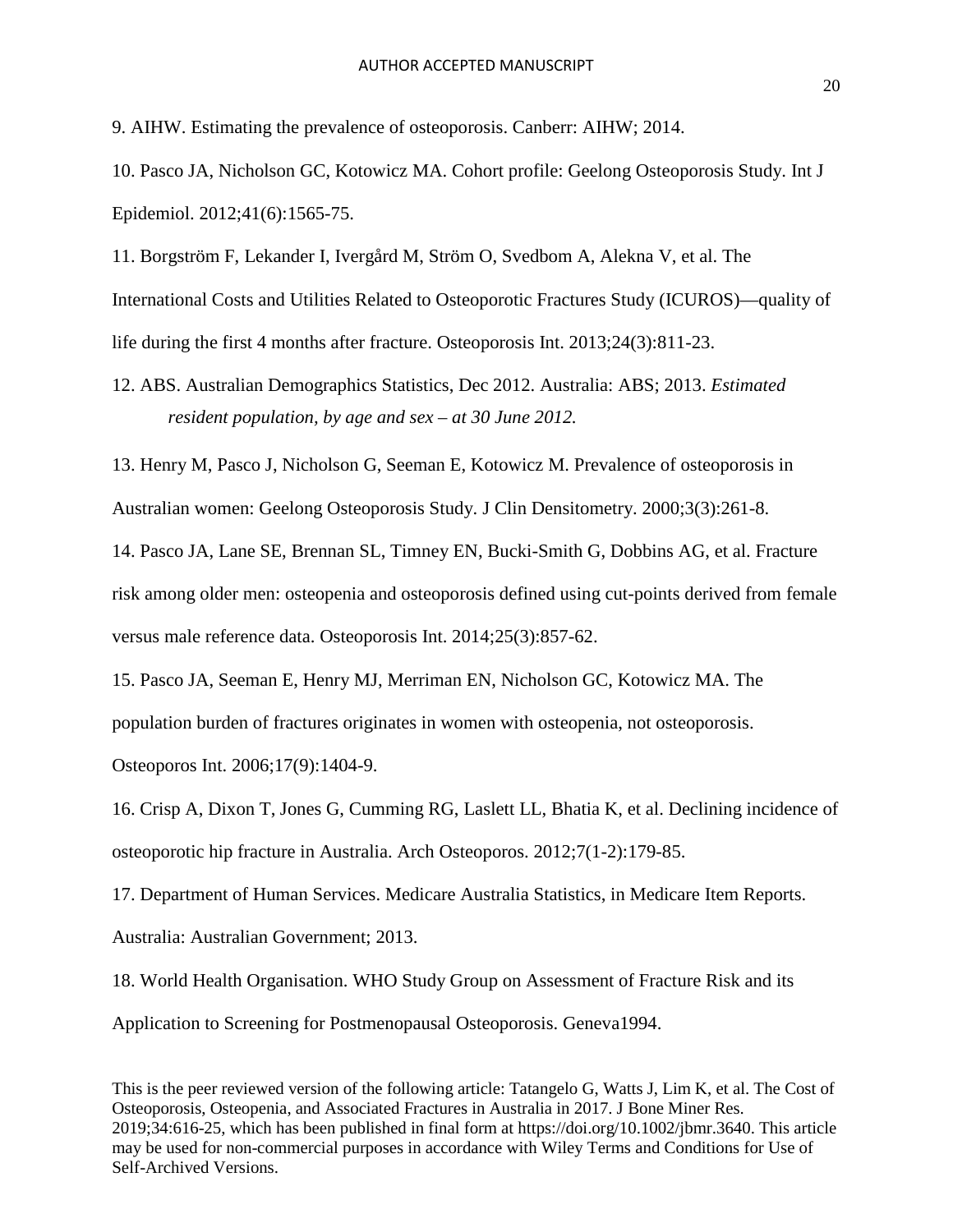9. AIHW. Estimating the prevalence of osteoporosis. Canberr: AIHW; 2014.

10. Pasco JA, Nicholson GC, Kotowicz MA. Cohort profile: Geelong Osteoporosis Study. Int J Epidemiol. 2012;41(6):1565-75.

11. Borgström F, Lekander I, Ivergård M, Ström O, Svedbom A, Alekna V, et al. The International Costs and Utilities Related to Osteoporotic Fractures Study (ICUROS)—quality of life during the first 4 months after fracture. Osteoporosis Int. 2013;24(3):811-23.

12. ABS. Australian Demographics Statistics, Dec 2012. Australia: ABS; 2013. *Estimated resident population, by age and sex – at 30 June 2012.*

13. Henry M, Pasco J, Nicholson G, Seeman E, Kotowicz M. Prevalence of osteoporosis in Australian women: Geelong Osteoporosis Study. J Clin Densitometry. 2000;3(3):261-8.

14. Pasco JA, Lane SE, Brennan SL, Timney EN, Bucki-Smith G, Dobbins AG, et al. Fracture risk among older men: osteopenia and osteoporosis defined using cut-points derived from female versus male reference data. Osteoporosis Int. 2014;25(3):857-62.

15. Pasco JA, Seeman E, Henry MJ, Merriman EN, Nicholson GC, Kotowicz MA. The population burden of fractures originates in women with osteopenia, not osteoporosis. Osteoporos Int. 2006;17(9):1404-9.

16. Crisp A, Dixon T, Jones G, Cumming RG, Laslett LL, Bhatia K, et al. Declining incidence of osteoporotic hip fracture in Australia. Arch Osteoporos. 2012;7(1-2):179-85.

17. Department of Human Services. Medicare Australia Statistics, in Medicare Item Reports. Australia: Australian Government; 2013.

18. World Health Organisation. WHO Study Group on Assessment of Fracture Risk and its Application to Screening for Postmenopausal Osteoporosis. Geneva1994.

This is the peer reviewed version of the following article: Tatangelo G, Watts J, Lim K, et al. The Cost of Osteoporosis, Osteopenia, and Associated Fractures in Australia in 2017. J Bone Miner Res. 2019;34:616-25, which has been published in final form at https://doi.org/10.1002/jbmr.3640. This article may be used for non-commercial purposes in accordance with Wiley Terms and Conditions for Use of Self-Archived Versions.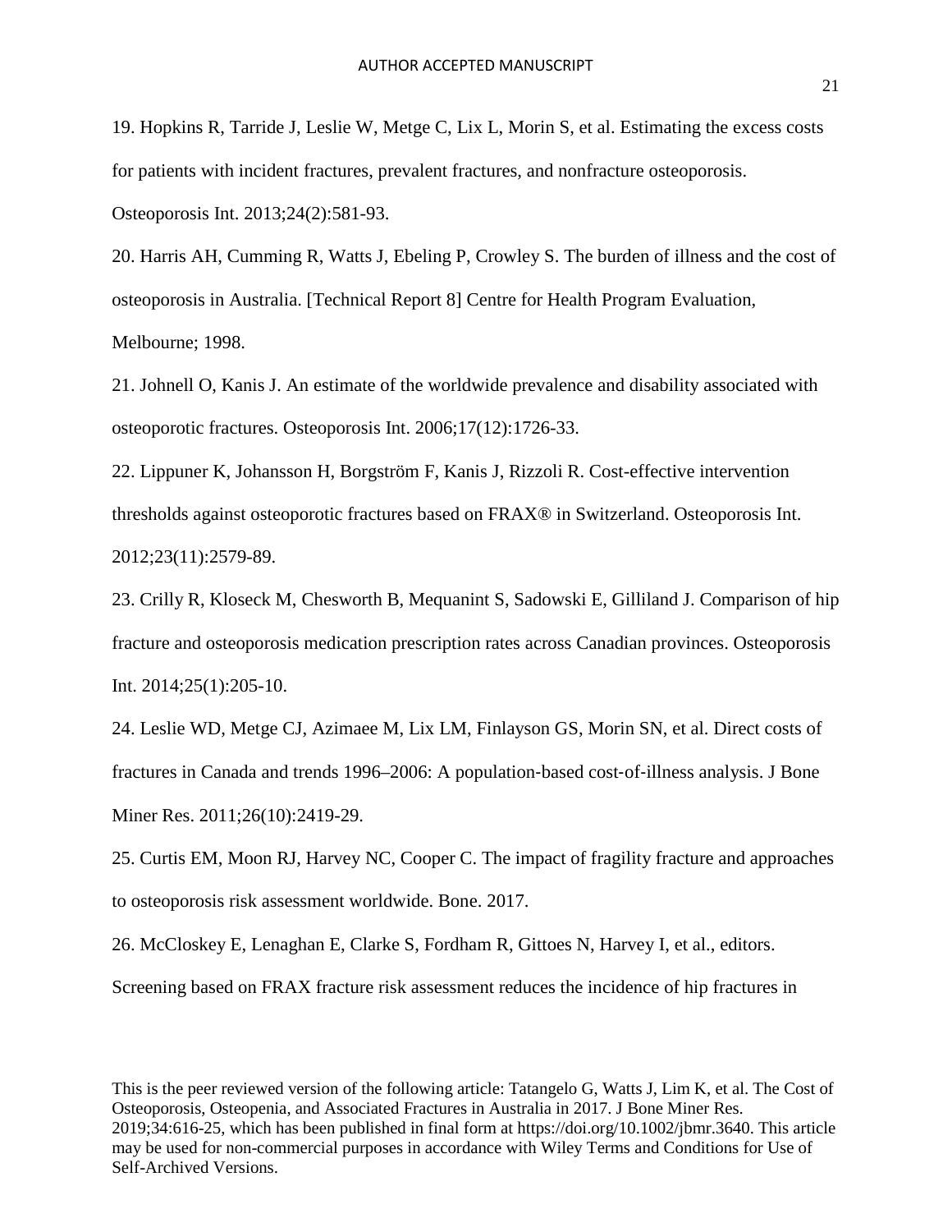19. Hopkins R, Tarride J, Leslie W, Metge C, Lix L, Morin S, et al. Estimating the excess costs for patients with incident fractures, prevalent fractures, and nonfracture osteoporosis. Osteoporosis Int. 2013;24(2):581-93.

20. Harris AH, Cumming R, Watts J, Ebeling P, Crowley S. The burden of illness and the cost of osteoporosis in Australia. [Technical Report 8] Centre for Health Program Evaluation, Melbourne; 1998.

21. Johnell O, Kanis J. An estimate of the worldwide prevalence and disability associated with osteoporotic fractures. Osteoporosis Int. 2006;17(12):1726-33.

22. Lippuner K, Johansson H, Borgström F, Kanis J, Rizzoli R. Cost-effective intervention thresholds against osteoporotic fractures based on FRAX® in Switzerland. Osteoporosis Int. 2012;23(11):2579-89.

23. Crilly R, Kloseck M, Chesworth B, Mequanint S, Sadowski E, Gilliland J. Comparison of hip fracture and osteoporosis medication prescription rates across Canadian provinces. Osteoporosis Int. 2014;25(1):205-10.

24. Leslie WD, Metge CJ, Azimaee M, Lix LM, Finlayson GS, Morin SN, et al. Direct costs of fractures in Canada and trends 1996–2006: A population-based cost-of-illness analysis. J Bone Miner Res. 2011;26(10):2419-29.

25. Curtis EM, Moon RJ, Harvey NC, Cooper C. The impact of fragility fracture and approaches to osteoporosis risk assessment worldwide. Bone. 2017.

26. McCloskey E, Lenaghan E, Clarke S, Fordham R, Gittoes N, Harvey I, et al., editors. Screening based on FRAX fracture risk assessment reduces the incidence of hip fractures in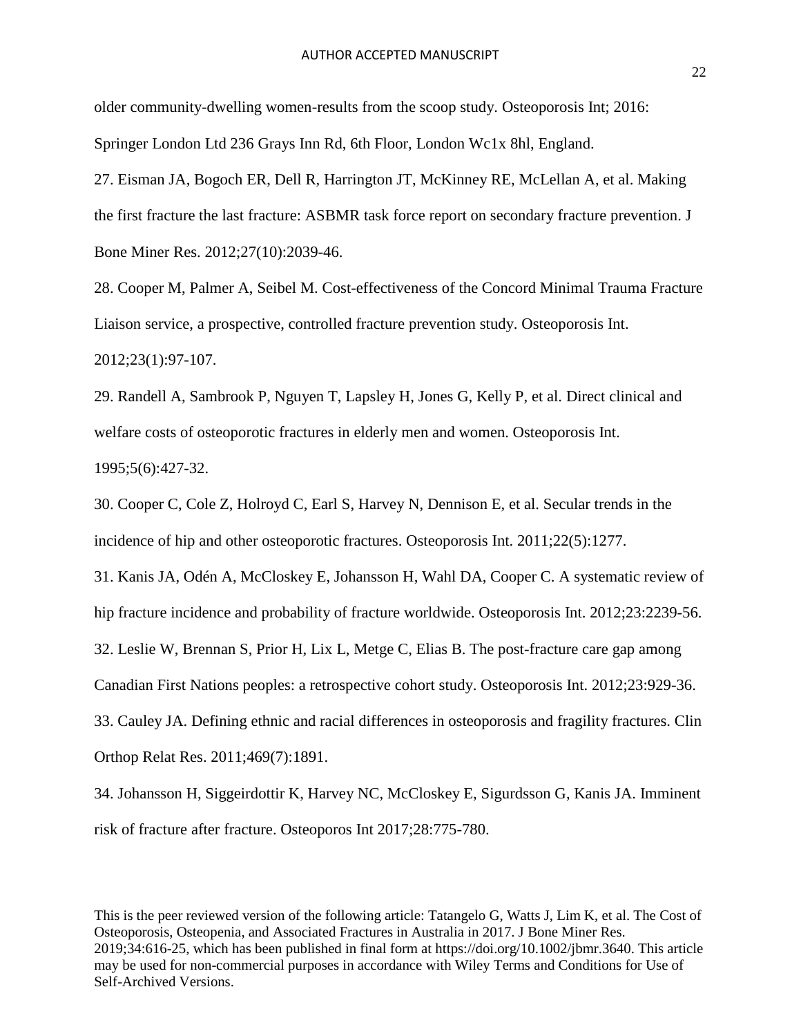older community-dwelling women-results from the scoop study. Osteoporosis Int; 2016: Springer London Ltd 236 Grays Inn Rd, 6th Floor, London Wc1x 8hl, England.

27. Eisman JA, Bogoch ER, Dell R, Harrington JT, McKinney RE, McLellan A, et al. Making the first fracture the last fracture: ASBMR task force report on secondary fracture prevention. J Bone Miner Res. 2012;27(10):2039-46.

28. Cooper M, Palmer A, Seibel M. Cost-effectiveness of the Concord Minimal Trauma Fracture Liaison service, a prospective, controlled fracture prevention study. Osteoporosis Int. 2012;23(1):97-107.

29. Randell A, Sambrook P, Nguyen T, Lapsley H, Jones G, Kelly P, et al. Direct clinical and welfare costs of osteoporotic fractures in elderly men and women. Osteoporosis Int. 1995;5(6):427-32.

30. Cooper C, Cole Z, Holroyd C, Earl S, Harvey N, Dennison E, et al. Secular trends in the incidence of hip and other osteoporotic fractures. Osteoporosis Int. 2011;22(5):1277.

31. Kanis JA, Odén A, McCloskey E, Johansson H, Wahl DA, Cooper C. A systematic review of hip fracture incidence and probability of fracture worldwide. Osteoporosis Int. 2012;23:2239-56.

32. Leslie W, Brennan S, Prior H, Lix L, Metge C, Elias B. The post-fracture care gap among Canadian First Nations peoples: a retrospective cohort study. Osteoporosis Int. 2012;23:929-36.

33. Cauley JA. Defining ethnic and racial differences in osteoporosis and fragility fractures. Clin Orthop Relat Res. 2011;469(7):1891.

34. Johansson H, Siggeirdottir K, Harvey NC, McCloskey E, Sigurdsson G, Kanis JA. Imminent risk of fracture after fracture. Osteoporos Int 2017;28:775-780.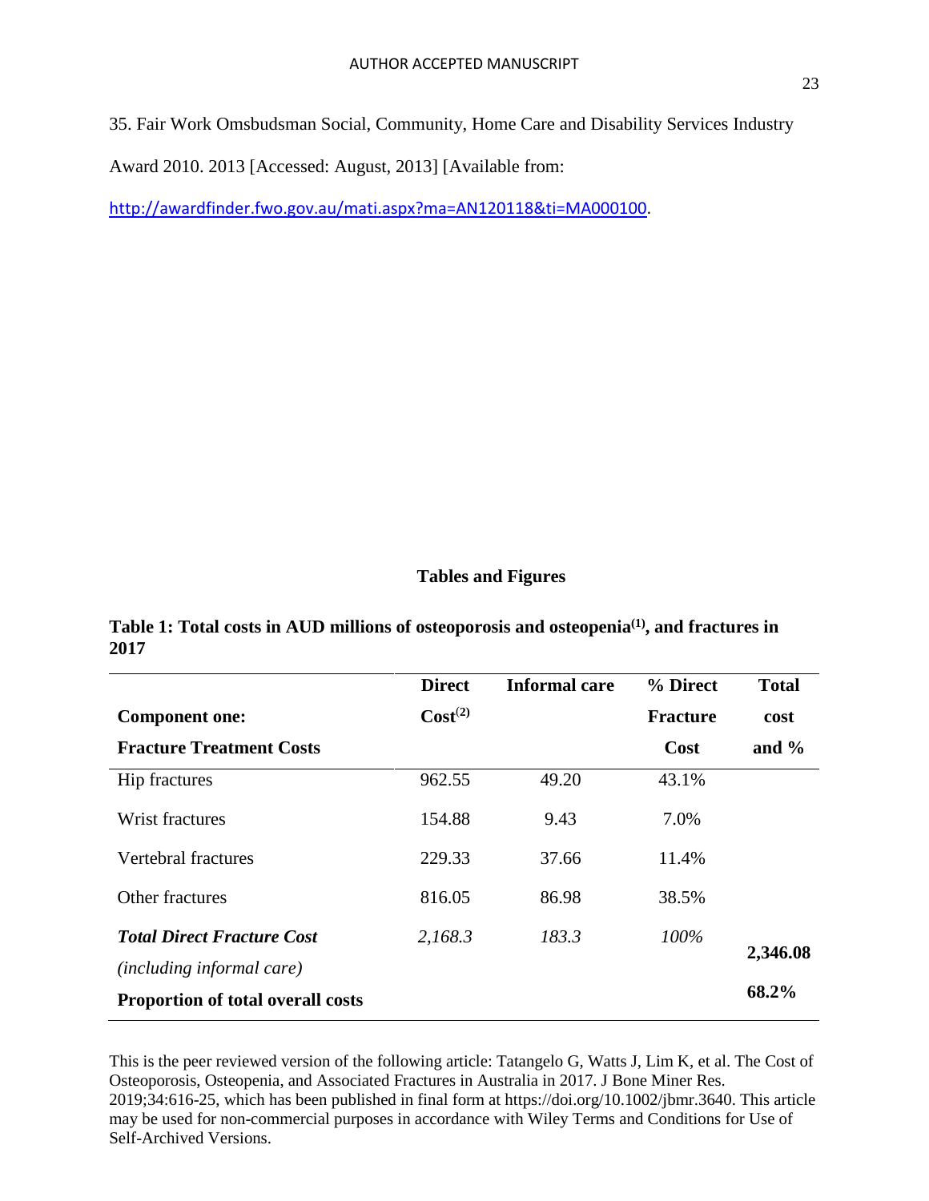35. Fair Work Omsbudsman Social, Community, Home Care and Disability Services Industry Award 2010. 2013 [Accessed: August, 2013] [Available from: http://awardfinder.fwo.gov.au/mati.aspx?ma=AN120118&ti=MA000100.

## Tables and Figures

**Table 1: Total costs in AUD millions of osteoporosis and osteopenia[(1)], and fractures in 2017**

| **Component one: Fracture Treatment Costs** | **Direct Cost[(2)]** | **Informal care** | **% Direct Fracture Cost** | **Total cost and %** |
|---|---|---|---|---|
| Hip fractures | 962.55 | 49.20 | 43.1% | |
| Wrist fractures | 154.88 | 9.43 | 7.0% | |
| Vertebral fractures | 229.33 | 37.66 | 11.4% | |
| Other fractures | 816.05 | 86.98 | 38.5% | |
| ***Total Direct Fracture Cost*** *(including informal care)* | *2,168.3* | *183.3* | *100%* | **2,346.08** |
| **Proportion of total overall costs** | | | | **68.2%** |

This is the peer reviewed version of the following article: Tatangelo G, Watts J, Lim K, et al. The Cost of Osteoporosis, Osteopenia, and Associated Fractures in Australia in 2017. J Bone Miner Res. 2019;34:616-25, which has been published in final form at https://doi.org/10.1002/jbmr.3640. This article may be used for non-commercial purposes in accordance with Wiley Terms and Conditions for Use of Self-Archived Versions.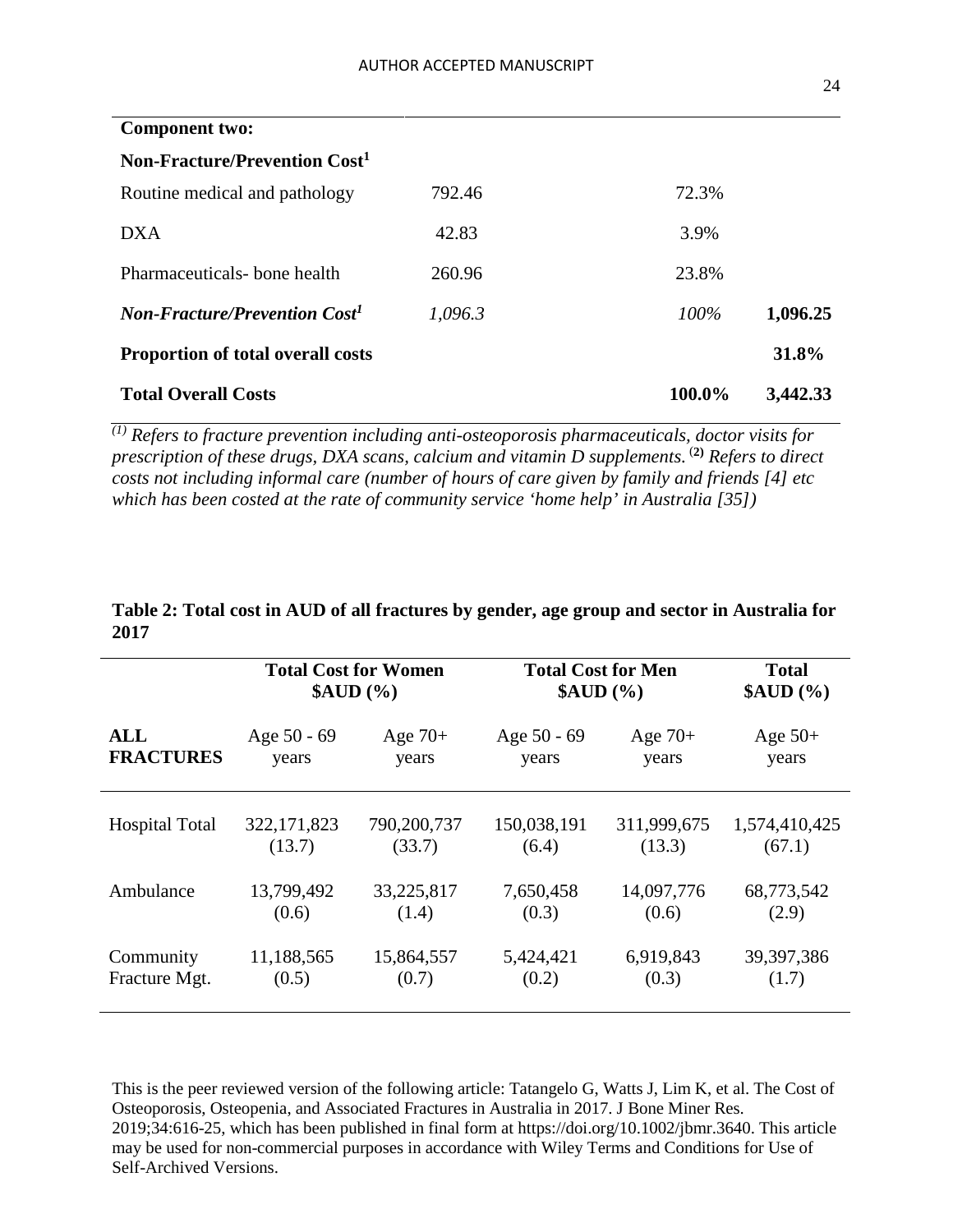| **Component two:** | | | |
|---|---|---|---|
| **Non-Fracture/Prevention Cost[1]** | | | |
| Routine medical and pathology | 792.46 | 72.3% | |
| DXA | 42.83 | 3.9% | |
| Pharmaceuticals- bone health | 260.96 | 23.8% | |
| ***Non-Fracture/Prevention Cost[1]*** | *1,096.3* | *100%* | **1,096.25** |
| **Proportion of total overall costs** | | | **31.8%** |
| **Total Overall Costs** | | **100.0%** | **3,442.33** |

*(1) Refers to fracture prevention including anti-osteoporosis pharmaceuticals, doctor visits for prescription of these drugs, DXA scans, calcium and vitamin D supplements.* **(2)** *Refers to direct costs not including informal care (number of hours of care given by family and friends [4] etc which has been costed at the rate of community service 'home help' in Australia [35])*

**Table 2: Total cost in AUD of all fractures by gender, age group and sector in Australia for 2017**

| | **Total Cost for Women $AUD (%)** | | **Total Cost for Men $AUD (%)** | | **Total $AUD (%)** |
|---|---|---|---|---|---|
| **ALL FRACTURES** | Age 50 - 69 years | Age 70+ years | Age 50 - 69 years | Age 70+ years | Age 50+ years |
| Hospital Total | 322,171,823 (13.7) | 790,200,737 (33.7) | 150,038,191 (6.4) | 311,999,675 (13.3) | 1,574,410,425 (67.1) |
| Ambulance | 13,799,492 (0.6) | 33,225,817 (1.4) | 7,650,458 (0.3) | 14,097,776 (0.6) | 68,773,542 (2.9) |
| Community Fracture Mgt. | 11,188,565 (0.5) | 15,864,557 (0.7) | 5,424,421 (0.2) | 6,919,843 (0.3) | 39,397,386 (1.7) |

This is the peer reviewed version of the following article: Tatangelo G, Watts J, Lim K, et al. The Cost of Osteoporosis, Osteopenia, and Associated Fractures in Australia in 2017. J Bone Miner Res. 2019;34:616-25, which has been published in final form at https://doi.org/10.1002/jbmr.3640. This article may be used for non-commercial purposes in accordance with Wiley Terms and Conditions for Use of Self-Archived Versions.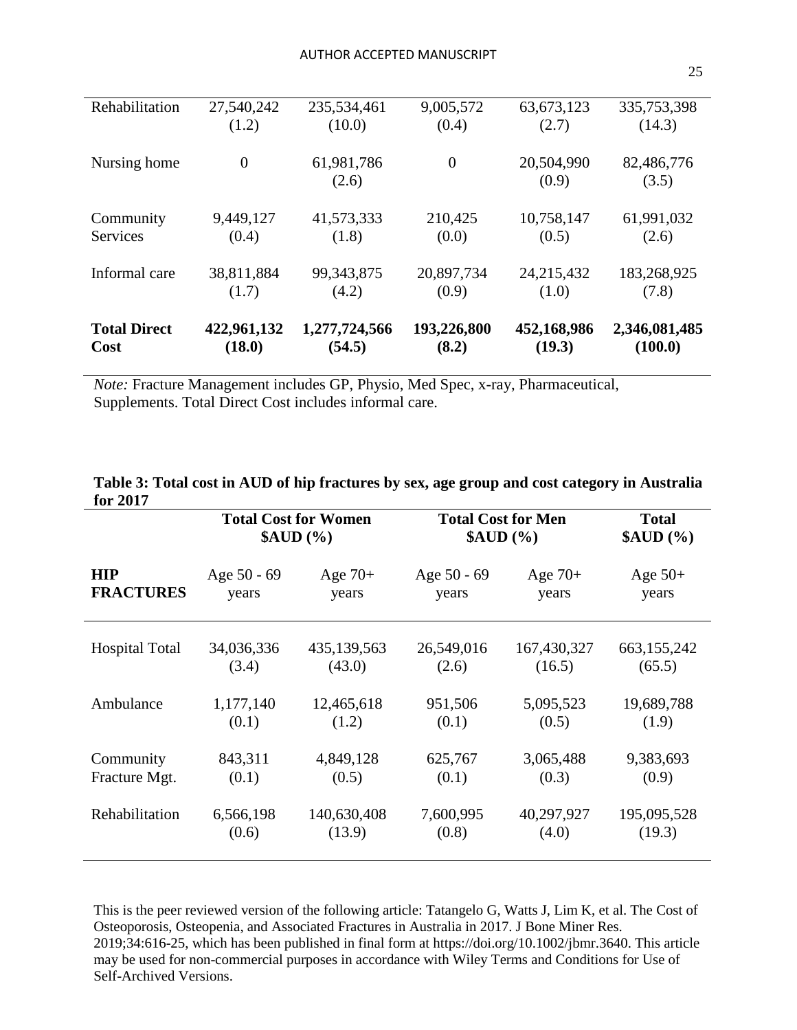| | | | | | |
|---|---|---|---|---|---|
| Rehabilitation | 27,540,242 (1.2) | 235,534,461 (10.0) | 9,005,572 (0.4) | 63,673,123 (2.7) | 335,753,398 (14.3) |
| Nursing home | 0 | 61,981,786 (2.6) | 0 | 20,504,990 (0.9) | 82,486,776 (3.5) |
| Community Services | 9,449,127 (0.4) | 41,573,333 (1.8) | 210,425 (0.0) | 10,758,147 (0.5) | 61,991,032 (2.6) |
| Informal care | 38,811,884 (1.7) | 99,343,875 (4.2) | 20,897,734 (0.9) | 24,215,432 (1.0) | 183,268,925 (7.8) |
| **Total Direct Cost** | **422,961,132 (18.0)** | **1,277,724,566 (54.5)** | **193,226,800 (8.2)** | **452,168,986 (19.3)** | **2,346,081,485 (100.0)** |

*Note:* Fracture Management includes GP, Physio, Med Spec, x-ray, Pharmaceutical, Supplements. Total Direct Cost includes informal care.

**Table 3: Total cost in AUD of hip fractures by sex, age group and cost category in Australia for 2017**

| | Total Cost for Women $AUD (%) | | Total Cost for Men $AUD (%) | | Total $AUD (%) |
|---|---|---|---|---|---|
| **HIP FRACTURES** | Age 50 - 69 years | Age 70+ years | Age 50 - 69 years | Age 70+ years | Age 50+ years |
| Hospital Total | 34,036,336 (3.4) | 435,139,563 (43.0) | 26,549,016 (2.6) | 167,430,327 (16.5) | 663,155,242 (65.5) |
| Ambulance | 1,177,140 (0.1) | 12,465,618 (1.2) | 951,506 (0.1) | 5,095,523 (0.5) | 19,689,788 (1.9) |
| Community Fracture Mgt. | 843,311 (0.1) | 4,849,128 (0.5) | 625,767 (0.1) | 3,065,488 (0.3) | 9,383,693 (0.9) |
| Rehabilitation | 6,566,198 (0.6) | 140,630,408 (13.9) | 7,600,995 (0.8) | 40,297,927 (4.0) | 195,095,528 (19.3) |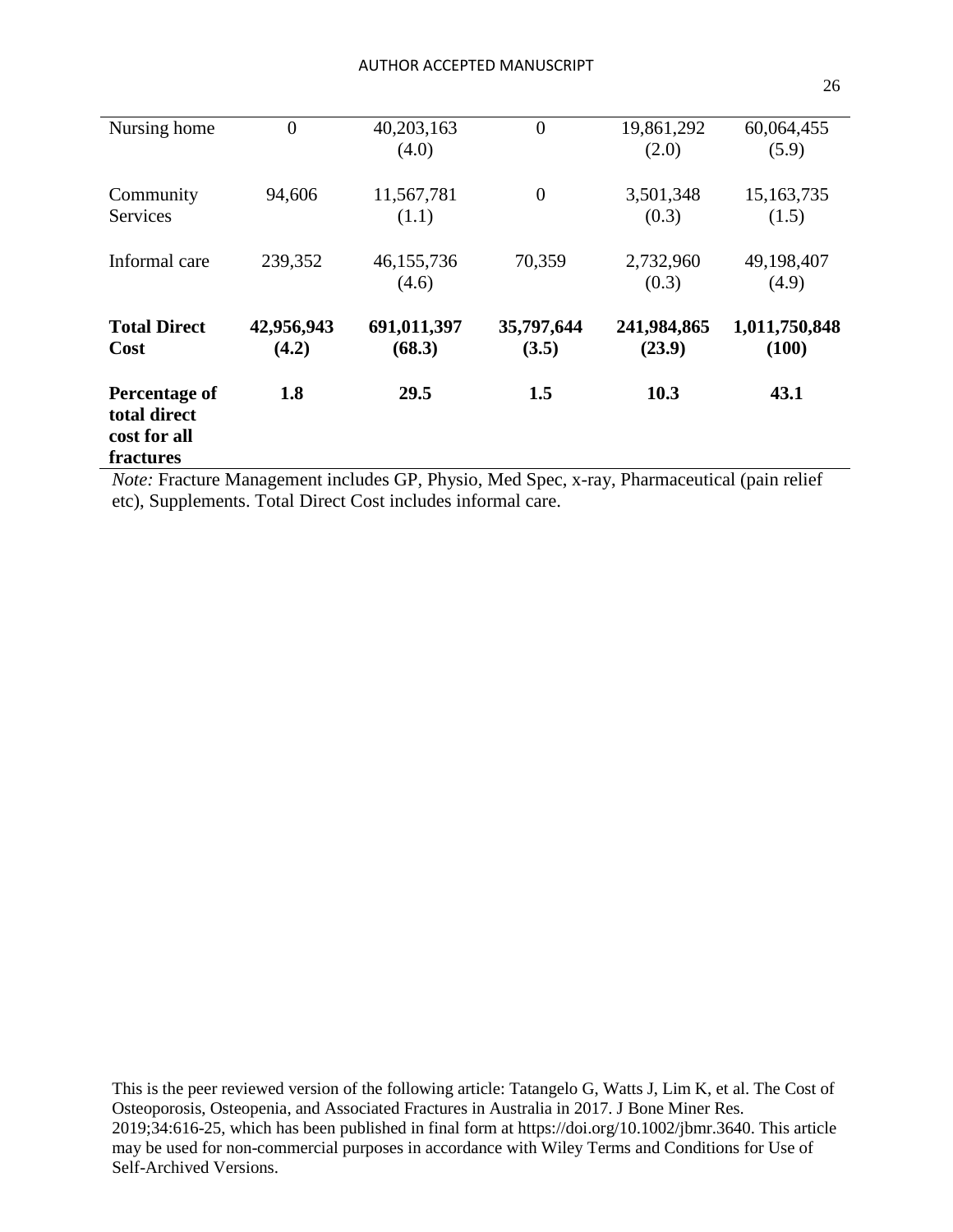| | | | | | |
|---|---|---|---|---|---|
| Nursing home | 0 | 40,203,163 (4.0) | 0 | 19,861,292 (2.0) | 60,064,455 (5.9) |
| Community Services | 94,606 | 11,567,781 (1.1) | 0 | 3,501,348 (0.3) | 15,163,735 (1.5) |
| Informal care | 239,352 | 46,155,736 (4.6) | 70,359 | 2,732,960 (0.3) | 49,198,407 (4.9) |
| **Total Direct Cost** | **42,956,943 (4.2)** | **691,011,397 (68.3)** | **35,797,644 (3.5)** | **241,984,865 (23.9)** | **1,011,750,848 (100)** |
| **Percentage of total direct cost for all fractures** | **1.8** | **29.5** | **1.5** | **10.3** | **43.1** |

*Note:* Fracture Management includes GP, Physio, Med Spec, x-ray, Pharmaceutical (pain relief etc), Supplements. Total Direct Cost includes informal care.

This is the peer reviewed version of the following article: Tatangelo G, Watts J, Lim K, et al. The Cost of Osteoporosis, Osteopenia, and Associated Fractures in Australia in 2017. J Bone Miner Res. 2019;34:616-25, which has been published in final form at https://doi.org/10.1002/jbmr.3640. This article may be used for non-commercial purposes in accordance with Wiley Terms and Conditions for Use of Self-Archived Versions.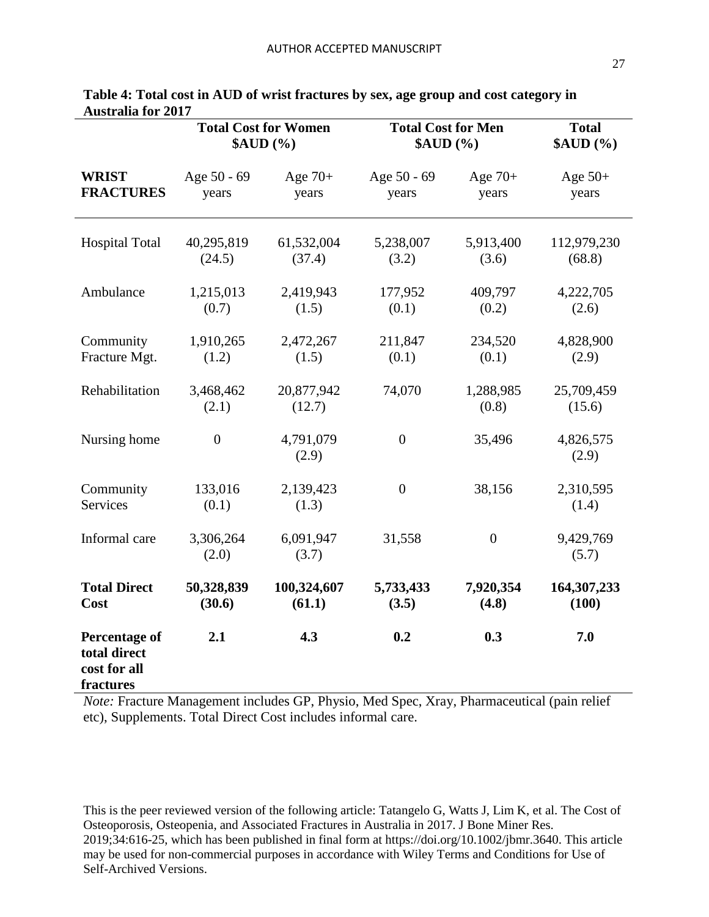**Table 4: Total cost in AUD of wrist fractures by sex, age group and cost category in Australia for 2017**

| | **Total Cost for Women $AUD (%)** | | **Total Cost for Men $AUD (%)** | | **Total $AUD (%)** |
|---|---|---|---|---|---|
| **WRIST FRACTURES** | Age 50 - 69 years | Age 70+ years | Age 50 - 69 years | Age 70+ years | Age 50+ years |
| Hospital Total | 40,295,819 (24.5) | 61,532,004 (37.4) | 5,238,007 (3.2) | 5,913,400 (3.6) | 112,979,230 (68.8) |
| Ambulance | 1,215,013 (0.7) | 2,419,943 (1.5) | 177,952 (0.1) | 409,797 (0.2) | 4,222,705 (2.6) |
| Community Fracture Mgt. | 1,910,265 (1.2) | 2,472,267 (1.5) | 211,847 (0.1) | 234,520 (0.1) | 4,828,900 (2.9) |
| Rehabilitation | 3,468,462 (2.1) | 20,877,942 (12.7) | 74,070 | 1,288,985 (0.8) | 25,709,459 (15.6) |
| Nursing home | 0 | 4,791,079 (2.9) | 0 | 35,496 | 4,826,575 (2.9) |
| Community Services | 133,016 (0.1) | 2,139,423 (1.3) | 0 | 38,156 | 2,310,595 (1.4) |
| Informal care | 3,306,264 (2.0) | 6,091,947 (3.7) | 31,558 | 0 | 9,429,769 (5.7) |
| **Total Direct Cost** | **50,328,839 (30.6)** | **100,324,607 (61.1)** | **5,733,433 (3.5)** | **7,920,354 (4.8)** | **164,307,233 (100)** |
| **Percentage of total direct cost for all fractures** | **2.1** | **4.3** | **0.2** | **0.3** | **7.0** |

*Note:* Fracture Management includes GP, Physio, Med Spec, Xray, Pharmaceutical (pain relief etc), Supplements. Total Direct Cost includes informal care.

This is the peer reviewed version of the following article: Tatangelo G, Watts J, Lim K, et al. The Cost of Osteoporosis, Osteopenia, and Associated Fractures in Australia in 2017. J Bone Miner Res. 2019;34:616-25, which has been published in final form at https://doi.org/10.1002/jbmr.3640. This article may be used for non-commercial purposes in accordance with Wiley Terms and Conditions for Use of Self-Archived Versions.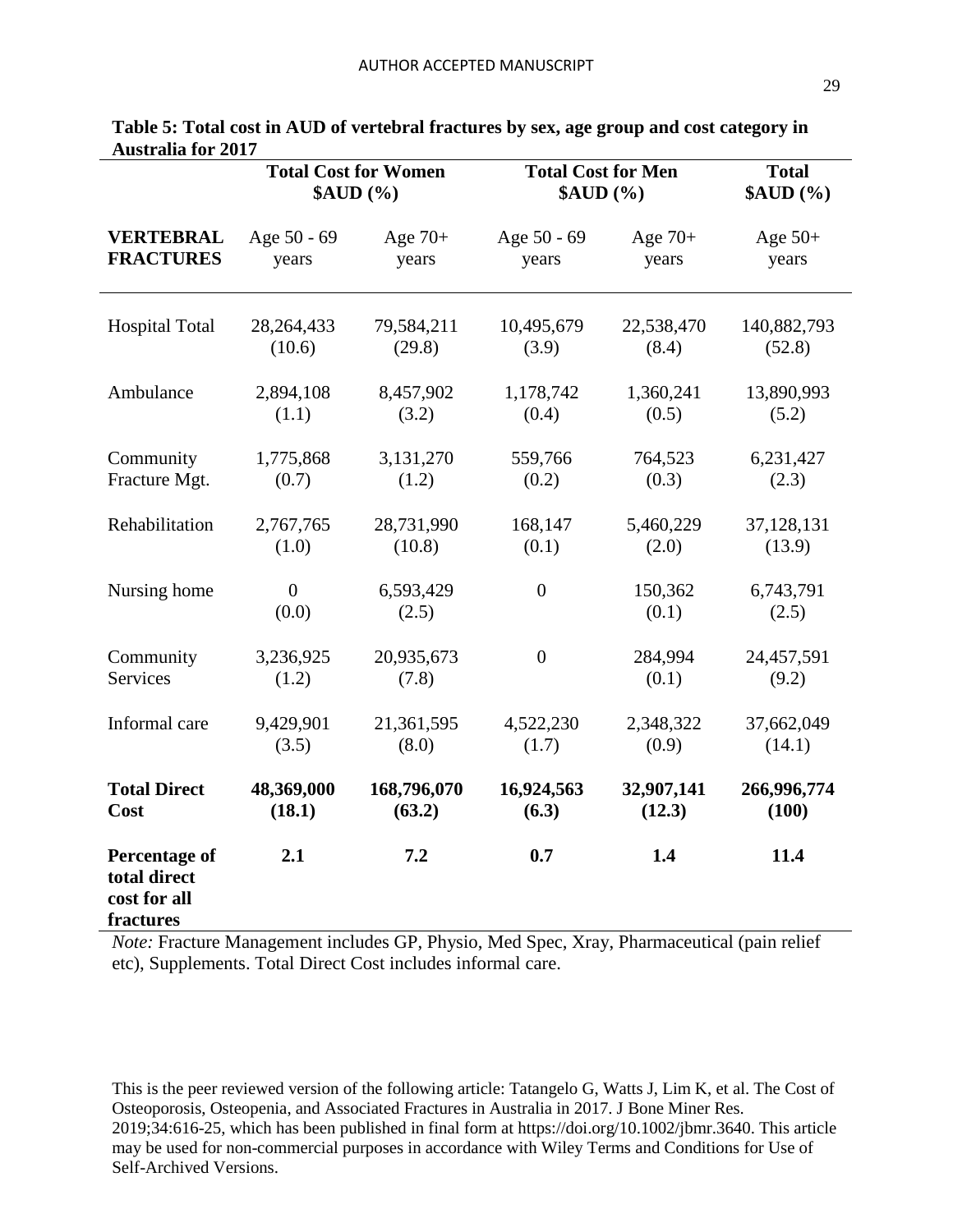**Table 5: Total cost in AUD of vertebral fractures by sex, age group and cost category in Australia for 2017**

| | **Total Cost for Women $AUD (%)** | | **Total Cost for Men $AUD (%)** | | **Total $AUD (%)** |
|---|---|---|---|---|---|
| **VERTEBRAL FRACTURES** | Age 50 - 69 years | Age 70+ years | Age 50 - 69 years | Age 70+ years | Age 50+ years |
| Hospital Total | 28,264,433 (10.6) | 79,584,211 (29.8) | 10,495,679 (3.9) | 22,538,470 (8.4) | 140,882,793 (52.8) |
| Ambulance | 2,894,108 (1.1) | 8,457,902 (3.2) | 1,178,742 (0.4) | 1,360,241 (0.5) | 13,890,993 (5.2) |
| Community Fracture Mgt. | 1,775,868 (0.7) | 3,131,270 (1.2) | 559,766 (0.2) | 764,523 (0.3) | 6,231,427 (2.3) |
| Rehabilitation | 2,767,765 (1.0) | 28,731,990 (10.8) | 168,147 (0.1) | 5,460,229 (2.0) | 37,128,131 (13.9) |
| Nursing home | 0 (0.0) | 6,593,429 (2.5) | 0 | 150,362 (0.1) | 6,743,791 (2.5) |
| Community Services | 3,236,925 (1.2) | 20,935,673 (7.8) | 0 | 284,994 (0.1) | 24,457,591 (9.2) |
| Informal care | 9,429,901 (3.5) | 21,361,595 (8.0) | 4,522,230 (1.7) | 2,348,322 (0.9) | 37,662,049 (14.1) |
| **Total Direct Cost** | **48,369,000 (18.1)** | **168,796,070 (63.2)** | **16,924,563 (6.3)** | **32,907,141 (12.3)** | **266,996,774 (100)** |
| **Percentage of total direct cost for all fractures** | **2.1** | **7.2** | **0.7** | **1.4** | **11.4** |

*Note:* Fracture Management includes GP, Physio, Med Spec, Xray, Pharmaceutical (pain relief etc), Supplements. Total Direct Cost includes informal care.

This is the peer reviewed version of the following article: Tatangelo G, Watts J, Lim K, et al. The Cost of Osteoporosis, Osteopenia, and Associated Fractures in Australia in 2017. J Bone Miner Res. 2019;34:616-25, which has been published in final form at https://doi.org/10.1002/jbmr.3640. This article may be used for non-commercial purposes in accordance with Wiley Terms and Conditions for Use of Self-Archived Versions.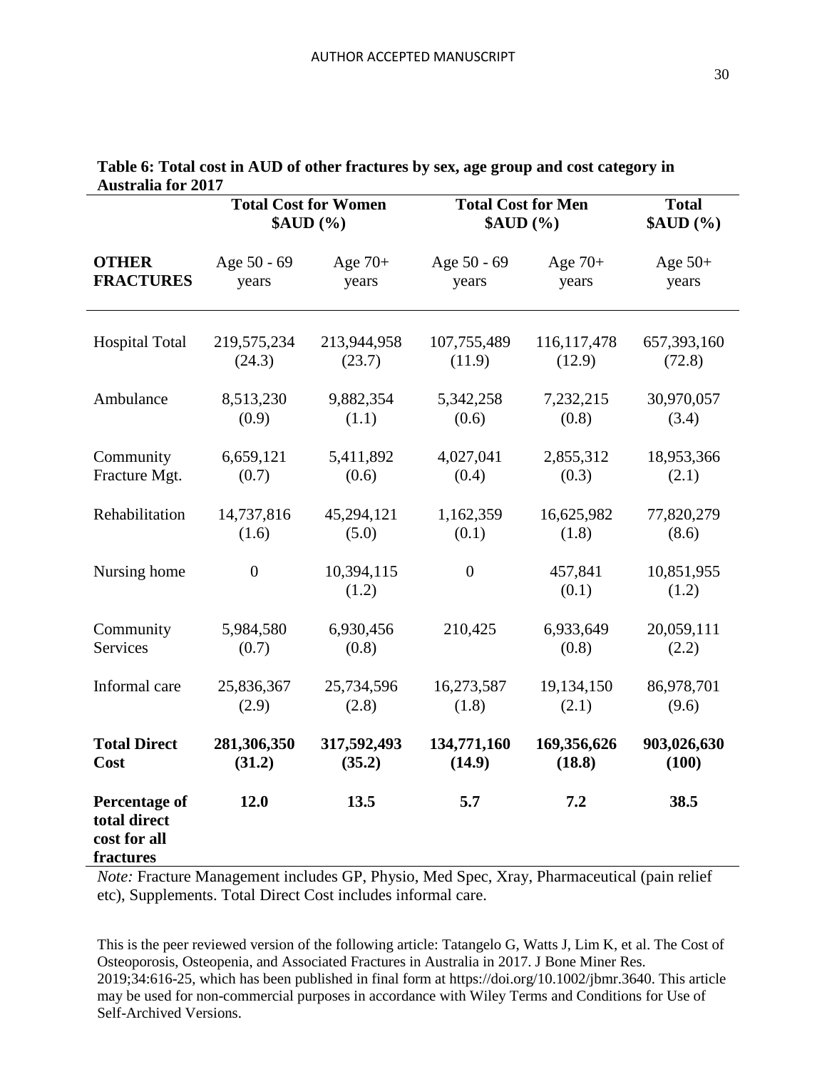**Table 6: Total cost in AUD of other fractures by sex, age group and cost category in Australia for 2017**

| | Total Cost for Women $AUD (%) | | Total Cost for Men $AUD (%) | | Total $AUD (%) |
|---|---|---|---|---|---|
| **OTHER FRACTURES** | Age 50 - 69 years | Age 70+ years | Age 50 - 69 years | Age 70+ years | Age 50+ years |
| Hospital Total | 219,575,234 (24.3) | 213,944,958 (23.7) | 107,755,489 (11.9) | 116,117,478 (12.9) | 657,393,160 (72.8) |
| Ambulance | 8,513,230 (0.9) | 9,882,354 (1.1) | 5,342,258 (0.6) | 7,232,215 (0.8) | 30,970,057 (3.4) |
| Community Fracture Mgt. | 6,659,121 (0.7) | 5,411,892 (0.6) | 4,027,041 (0.4) | 2,855,312 (0.3) | 18,953,366 (2.1) |
| Rehabilitation | 14,737,816 (1.6) | 45,294,121 (5.0) | 1,162,359 (0.1) | 16,625,982 (1.8) | 77,820,279 (8.6) |
| Nursing home | 0 | 10,394,115 (1.2) | 0 | 457,841 (0.1) | 10,851,955 (1.2) |
| Community Services | 5,984,580 (0.7) | 6,930,456 (0.8) | 210,425 | 6,933,649 (0.8) | 20,059,111 (2.2) |
| Informal care | 25,836,367 (2.9) | 25,734,596 (2.8) | 16,273,587 (1.8) | 19,134,150 (2.1) | 86,978,701 (9.6) |
| **Total Direct Cost** | **281,306,350 (31.2)** | **317,592,493 (35.2)** | **134,771,160 (14.9)** | **169,356,626 (18.8)** | **903,026,630 (100)** |
| **Percentage of total direct cost for all fractures** | **12.0** | **13.5** | **5.7** | **7.2** | **38.5** |

*Note:* Fracture Management includes GP, Physio, Med Spec, Xray, Pharmaceutical (pain relief etc), Supplements. Total Direct Cost includes informal care.

This is the peer reviewed version of the following article: Tatangelo G, Watts J, Lim K, et al. The Cost of Osteoporosis, Osteopenia, and Associated Fractures in Australia in 2017. J Bone Miner Res. 2019;34:616-25, which has been published in final form at https://doi.org/10.1002/jbmr.3640. This article may be used for non-commercial purposes in accordance with Wiley Terms and Conditions for Use of Self-Archived Versions.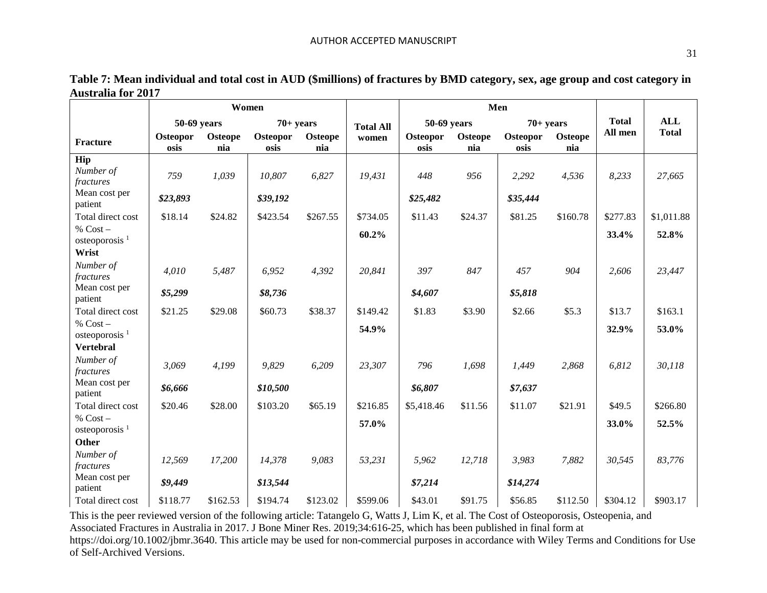**Table 7: Mean individual and total cost in AUD ($millions) of fractures by BMD category, sex, age group and cost category in Australia for 2017**

| | Women | | | | | Men | | | | | |
|---|---|---|---|---|---|---|---|---|---|---|---|
| | 50-69 years | | 70+ years | | Total All women | 50-69 years | | 70+ years | | Total All men | ALL Total |
| **Fracture** | **Osteoporosis** | **Osteopenia** | **Osteoporosis** | **Osteopenia** | | **Osteoporosis** | **Osteopenia** | **Osteoporosis** | **Osteopenia** | | |
| **Hip** | | | | | | | | | | | |
| *Number of fractures* | *759* | *1,039* | *10,807* | *6,827* | *19,431* | *448* | *956* | *2,292* | *4,536* | *8,233* | *27,665* |
| Mean cost per patient | ***$23,893*** | | ***$39,192*** | | | ***$25,482*** | | ***$35,444*** | | | |
| Total direct cost | $18.14 | $24.82 | $423.54 | $267.55 | $734.05 | $11.43 | $24.37 | $81.25 | $160.78 | $277.83 | $1,011.88 |
| % Cost – osteoporosis [1] | | | | | **60.2%** | | | | | **33.4%** | **52.8%** |
| **Wrist** | | | | | | | | | | | |
| *Number of fractures* | *4,010* | *5,487* | *6,952* | *4,392* | *20,841* | *397* | *847* | *457* | *904* | *2,606* | *23,447* |
| Mean cost per patient | ***$5,299*** | | ***$8,736*** | | | ***$4,607*** | | ***$5,818*** | | | |
| Total direct cost | $21.25 | $29.08 | $60.73 | $38.37 | $149.42 | $1.83 | $3.90 | $2.66 | $5.3 | $13.7 | $163.1 |
| % Cost – osteoporosis [1] | | | | | **54.9%** | | | | | **32.9%** | **53.0%** |
| **Vertebral** | | | | | | | | | | | |
| *Number of fractures* | *3,069* | *4,199* | *9,829* | *6,209* | *23,307* | *796* | *1,698* | *1,449* | *2,868* | *6,812* | *30,118* |
| Mean cost per patient | ***$6,666*** | | ***$10,500*** | | | ***$6,807*** | | ***$7,637*** | | | |
| Total direct cost | $20.46 | $28.00 | $103.20 | $65.19 | $216.85 | $5,418.46 | $11.56 | $11.07 | $21.91 | $49.5 | $266.80 |
| % Cost – osteoporosis [1] | | | | | **57.0%** | | | | | **33.0%** | **52.5%** |
| **Other** | | | | | | | | | | | |
| *Number of fractures* | *12,569* | *17,200* | *14,378* | *9,083* | *53,231* | *5,962* | *12,718* | *3,983* | *7,882* | *30,545* | *83,776* |
| Mean cost per patient | ***$9,449*** | | ***$13,544*** | | | ***$7,214*** | | ***$14,274*** | | | |
| Total direct cost | $118.77 | $162.53 | $194.74 | $123.02 | $599.06 | $43.01 | $91.75 | $56.85 | $112.50 | $304.12 | $903.17 |

This is the peer reviewed version of the following article: Tatangelo G, Watts J, Lim K, et al. The Cost of Osteoporosis, Osteopenia, and Associated Fractures in Australia in 2017. J Bone Miner Res. 2019;34:616-25, which has been published in final form at https://doi.org/10.1002/jbmr.3640. This article may be used for non-commercial purposes in accordance with Wiley Terms and Conditions for Use of Self-Archived Versions.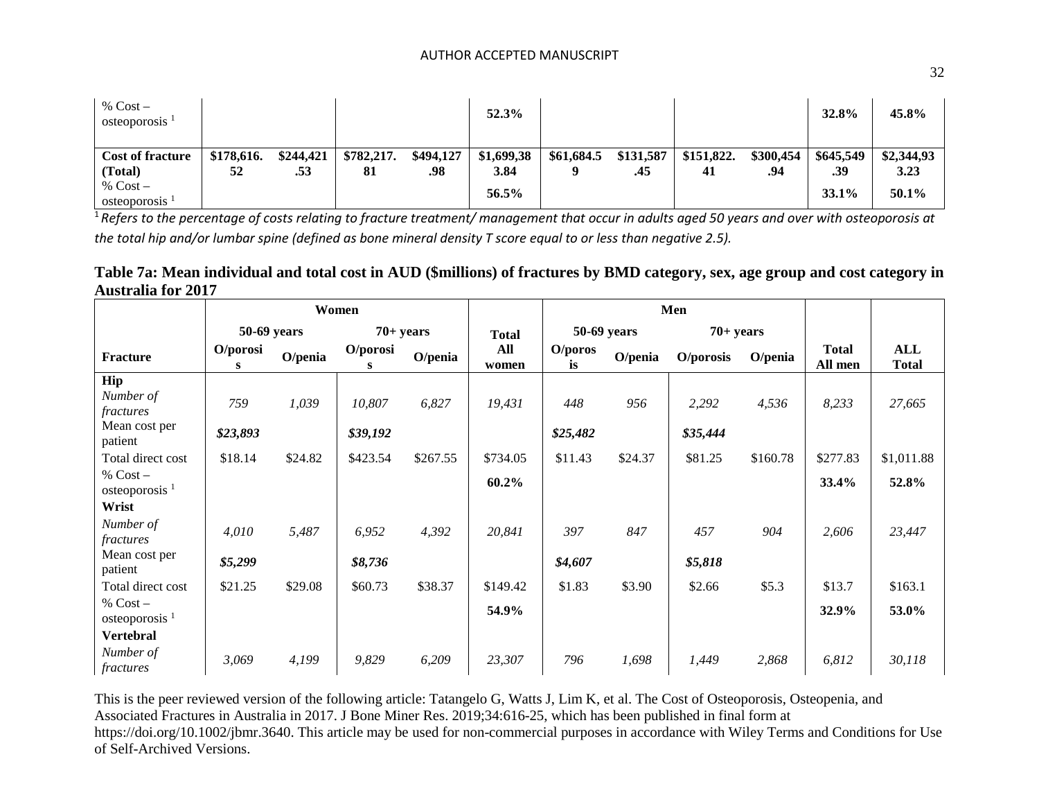| | | | | | | | | | | | |
|---|---|---|---|---|---|---|---|---|---|---|---|
| % Cost – osteoporosis [1] | | | | | **52.3%** | | | | | **32.8%** | **45.8%** |
| **Cost of fracture (Total)** | **\$178,616.52** | **\$244,421.53** | **\$782,217.81** | **\$494,127.98** | **\$1,699,383.84** | **\$61,684.59** | **\$131,587.45** | **\$151,822.41** | **\$300,454.94** | **\$645,549.39** | **\$2,344,933.23** |
| % Cost – osteoporosis [1] | | | | | **56.5%** | | | | | **33.1%** | **50.1%** |

[1] *Refers to the percentage of costs relating to fracture treatment/ management that occur in adults aged 50 years and over with osteoporosis at the total hip and/or lumbar spine (defined as bone mineral density T score equal to or less than negative 2.5).*

**Table 7a: Mean individual and total cost in AUD (\$millions) of fractures by BMD category, sex, age group and cost category in Australia for 2017**

| | Women | | | | | Men | | | | | |
|---|---|---|---|---|---|---|---|---|---|---|---|
| | 50-69 years | | 70+ years | | | 50-69 years | | 70+ years | | | |
| **Fracture** | **O/porosis** | **O/penia** | **O/porosis** | **O/penia** | **Total All women** | **O/porosis** | **O/penia** | **O/porosis** | **O/penia** | **Total All men** | **ALL Total** |
| **Hip** | | | | | | | | | | | |
| *Number of fractures* | *759* | *1,039* | *10,807* | *6,827* | *19,431* | *448* | *956* | *2,292* | *4,536* | *8,233* | *27,665* |
| Mean cost per patient | ***\$23,893*** | | ***\$39,192*** | | | ***\$25,482*** | | ***\$35,444*** | | | |
| Total direct cost | \$18.14 | \$24.82 | \$423.54 | \$267.55 | \$734.05 | \$11.43 | \$24.37 | \$81.25 | \$160.78 | \$277.83 | \$1,011.88 |
| % Cost – osteoporosis [1] | | | | | **60.2%** | | | | | **33.4%** | **52.8%** |
| **Wrist** | | | | | | | | | | | |
| *Number of fractures* | *4,010* | *5,487* | *6,952* | *4,392* | *20,841* | *397* | *847* | *457* | *904* | *2,606* | *23,447* |
| Mean cost per patient | ***\$5,299*** | | ***\$8,736*** | | | ***\$4,607*** | | ***\$5,818*** | | | |
| Total direct cost | \$21.25 | \$29.08 | \$60.73 | \$38.37 | \$149.42 | \$1.83 | \$3.90 | \$2.66 | \$5.3 | \$13.7 | \$163.1 |
| % Cost – osteoporosis [1] | | | | | **54.9%** | | | | | **32.9%** | **53.0%** |
| **Vertebral** | | | | | | | | | | | |
| *Number of fractures* | *3,069* | *4,199* | *9,829* | *6,209* | *23,307* | *796* | *1,698* | *1,449* | *2,868* | *6,812* | *30,118* |

This is the peer reviewed version of the following article: Tatangelo G, Watts J, Lim K, et al. The Cost of Osteoporosis, Osteopenia, and Associated Fractures in Australia in 2017. J Bone Miner Res. 2019;34:616-25, which has been published in final form at https://doi.org/10.1002/jbmr.3640. This article may be used for non-commercial purposes in accordance with Wiley Terms and Conditions for Use of Self-Archived Versions.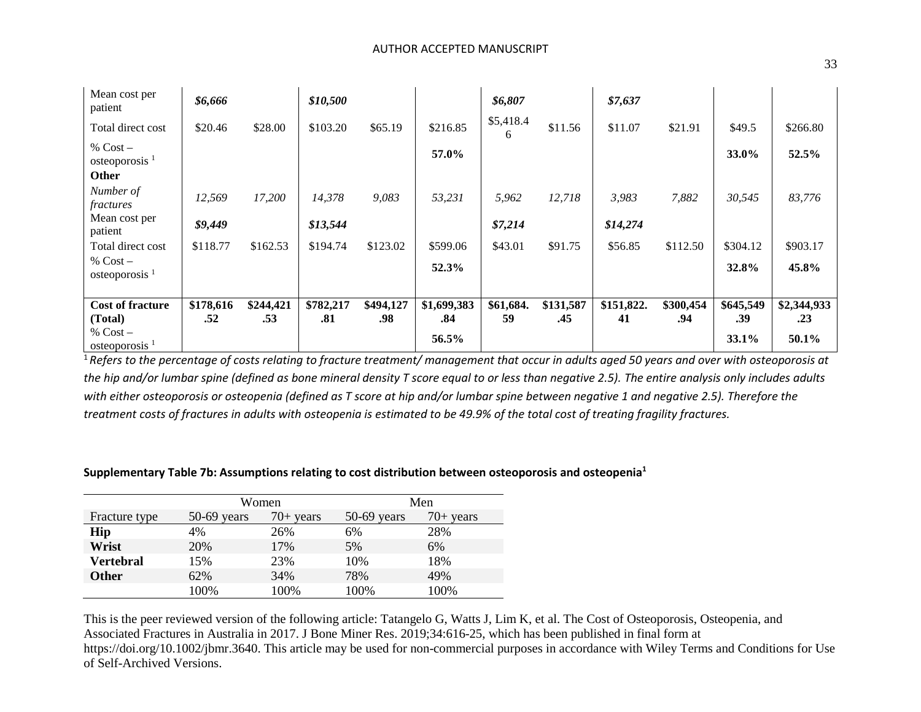| | | | | | | | | | | | |
|---|---|---|---|---|---|---|---|---|---|---|---|
| Mean cost per patient | ***$6,666*** | | ***$10,500*** | | | ***$6,807*** | | ***$7,637*** | | | |
| Total direct cost | $20.46 | $28.00 | $103.20 | $65.19 | $216.85 | $5,418.46 | $11.56 | $11.07 | $21.91 | $49.5 | $266.80 |
| % Cost – osteoporosis [1] | | | | | **57.0%** | | | | | **33.0%** | **52.5%** |
| **Other** | | | | | | | | | | | |
| *Number of fractures* | *12,569* | *17,200* | *14,378* | *9,083* | *53,231* | *5,962* | *12,718* | *3,983* | *7,882* | *30,545* | *83,776* |
| Mean cost per patient | ***$9,449*** | | ***$13,544*** | | | ***$7,214*** | | ***$14,274*** | | | |
| Total direct cost | $118.77 | $162.53 | $194.74 | $123.02 | $599.06 | $43.01 | $91.75 | $56.85 | $112.50 | $304.12 | $903.17 |
| % Cost – osteoporosis [1] | | | | | **52.3%** | | | | | **32.8%** | **45.8%** |
| **Cost of fracture (Total)** | **$178,616.52** | **$244,421.53** | **$782,217.81** | **$494,127.98** | **$1,699,383.84** | **$61,684.59** | **$131,587.45** | **$151,822.41** | **$300,454.94** | **$645,549.39** | **$2,344,933.23** |
| % Cost – osteoporosis [1] | | | | | **56.5%** | | | | | **33.1%** | **50.1%** |

[1] *Refers to the percentage of costs relating to fracture treatment/ management that occur in adults aged 50 years and over with osteoporosis at the hip and/or lumbar spine (defined as bone mineral density T score equal to or less than negative 2.5). The entire analysis only includes adults with either osteoporosis or osteopenia (defined as T score at hip and/or lumbar spine between negative 1 and negative 2.5). Therefore the treatment costs of fractures in adults with osteopenia is estimated to be 49.9% of the total cost of treating fragility fractures.*

**Supplementary Table 7b: Assumptions relating to cost distribution between osteoporosis and osteopenia[1]**

| | Women | | Men | |
|---|---|---|---|---|
| Fracture type | 50-69 years | 70+ years | 50-69 years | 70+ years |
| **Hip** | 4% | 26% | 6% | 28% |
| **Wrist** | 20% | 17% | 5% | 6% |
| **Vertebral** | 15% | 23% | 10% | 18% |
| **Other** | 62% | 34% | 78% | 49% |
| | 100% | 100% | 100% | 100% |

This is the peer reviewed version of the following article: Tatangelo G, Watts J, Lim K, et al. The Cost of Osteoporosis, Osteopenia, and Associated Fractures in Australia in 2017. J Bone Miner Res. 2019;34:616-25, which has been published in final form at https://doi.org/10.1002/jbmr.3640. This article may be used for non-commercial purposes in accordance with Wiley Terms and Conditions for Use of Self-Archived Versions.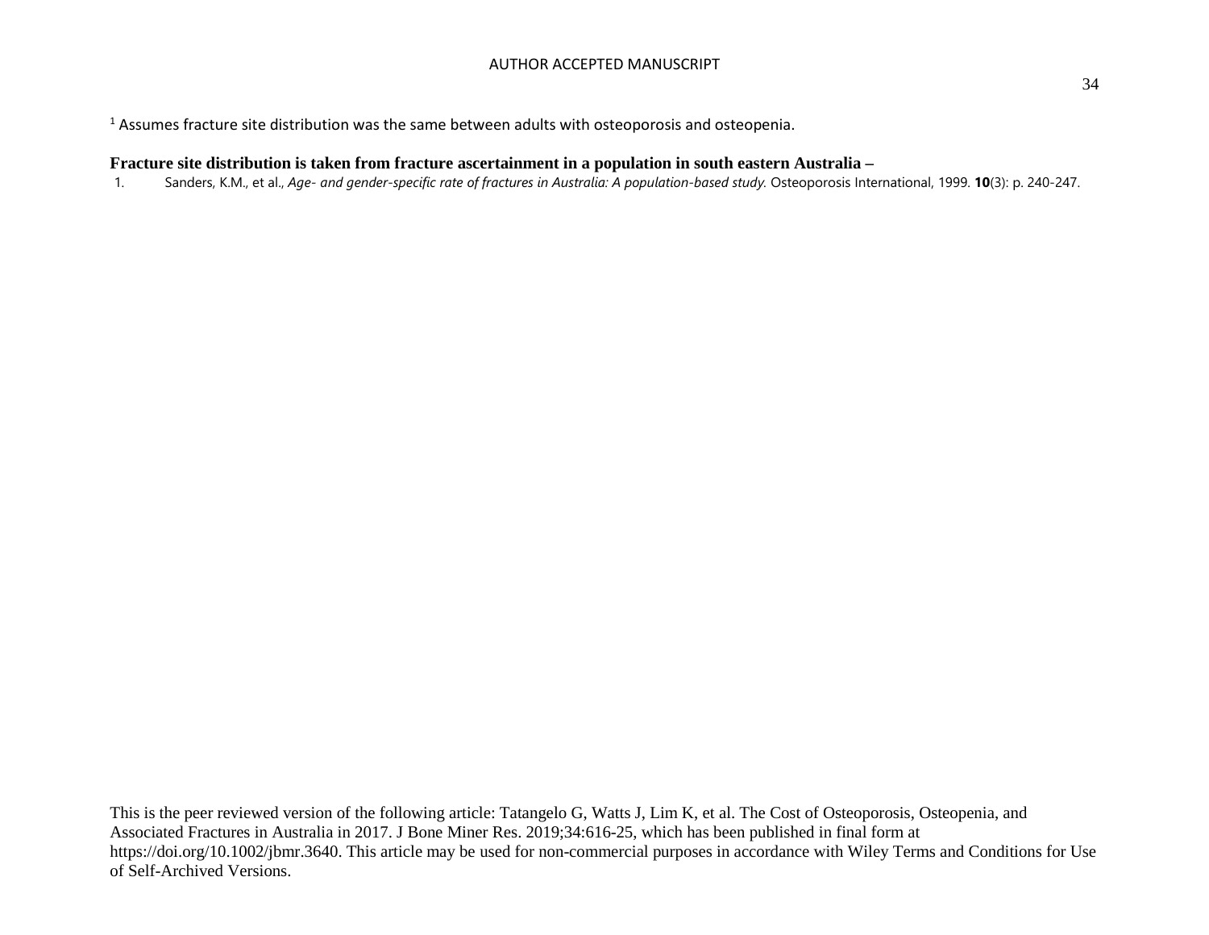[1] Assumes fracture site distribution was the same between adults with osteoporosis and osteopenia.

**Fracture site distribution is taken from fracture ascertainment in a population in south eastern Australia –**

1. Sanders, K.M., et al., *Age- and gender-specific rate of fractures in Australia: A population-based study.* Osteoporosis International, 1999. **10**(3): p. 240-247.

This is the peer reviewed version of the following article: Tatangelo G, Watts J, Lim K, et al. The Cost of Osteoporosis, Osteopenia, and Associated Fractures in Australia in 2017. J Bone Miner Res. 2019;34:616-25, which has been published in final form at https://doi.org/10.1002/jbmr.3640. This article may be used for non-commercial purposes in accordance with Wiley Terms and Conditions for Use of Self-Archived Versions.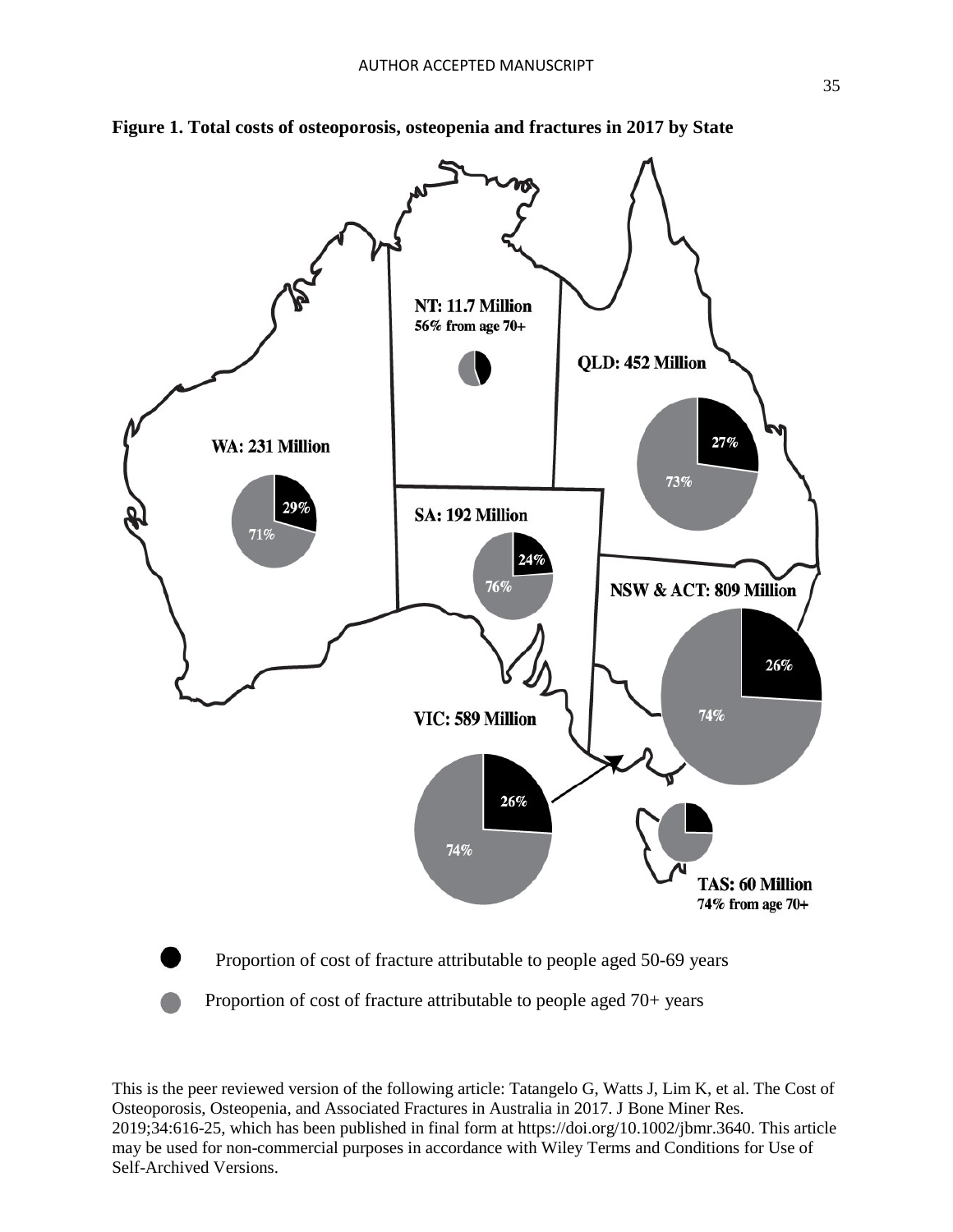**Figure 1. Total costs of osteoporosis, osteopenia and fractures in 2017 by State**

NT: 11.7 Million
56% from age 70+

QLD: 452 Million
27%
73%

WA: 231 Million
29%
71%

SA: 192 Million
24%
76%

NSW & ACT: 809 Million
26%
74%

VIC: 589 Million
26%
74%

TAS: 60 Million
74% from age 70+

Proportion of cost of fracture attributable to people aged 50-69 years

Proportion of cost of fracture attributable to people aged 70+ years

This is the peer reviewed version of the following article: Tatangelo G, Watts J, Lim K, et al. The Cost of Osteoporosis, Osteopenia, and Associated Fractures in Australia in 2017. J Bone Miner Res. 2019;34:616-25, which has been published in final form at https://doi.org/10.1002/jbmr.3640. This article may be used for non-commercial purposes in accordance with Wiley Terms and Conditions for Use of Self-Archived Versions.